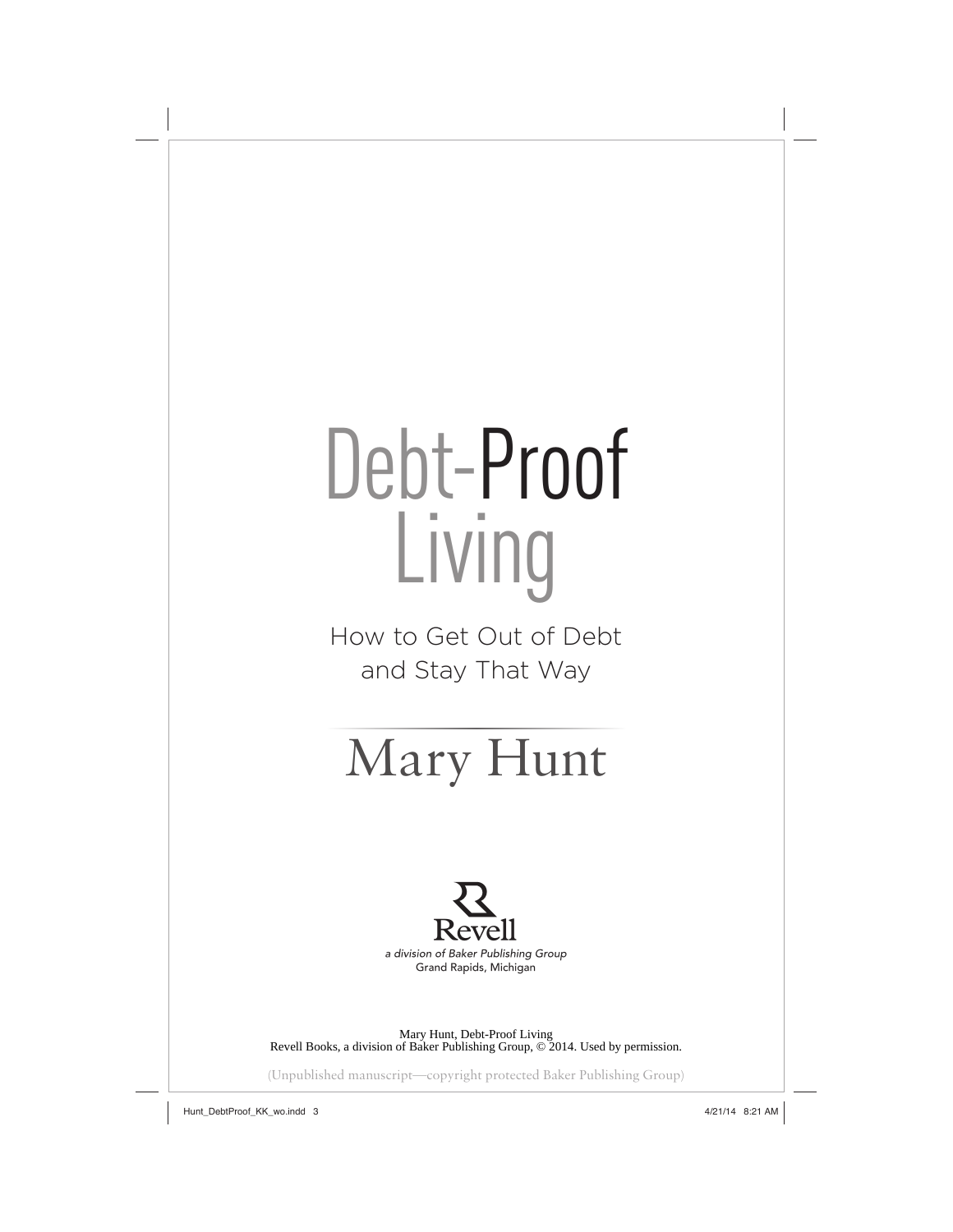# Debt-Proof Living

## How to Get Out of Debt and Stay That Way

### Mary Hunt

Revell

*a division of Baker Publishing Group*
Grand Rapids, Michigan

Mary Hunt, Debt-Proof Living
Revell Books, a division of Baker Publishing Group, © 2014. Used by permission.

(Unpublished manuscript—copyright protected Baker Publishing Group)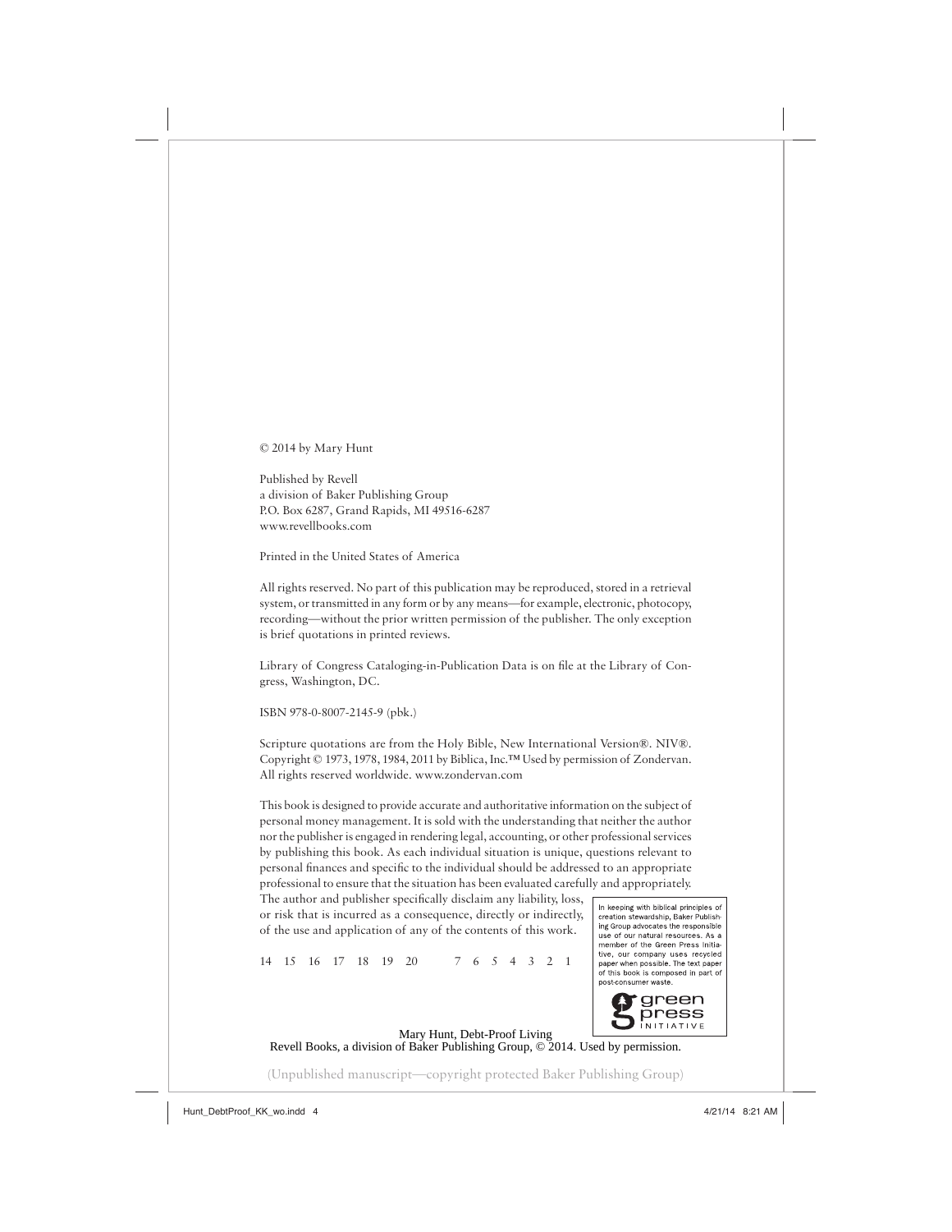© 2014 by Mary Hunt

Published by Revell
a division of Baker Publishing Group
P.O. Box 6287, Grand Rapids, MI 49516-6287
www.revellbooks.com

Printed in the United States of America

All rights reserved. No part of this publication may be reproduced, stored in a retrieval system, or transmitted in any form or by any means—for example, electronic, photocopy, recording—without the prior written permission of the publisher. The only exception is brief quotations in printed reviews.

Library of Congress Cataloging-in-Publication Data is on file at the Library of Congress, Washington, DC.

ISBN 978-0-8007-2145-9 (pbk.)

Scripture quotations are from the Holy Bible, New International Version®. NIV®. Copyright © 1973, 1978, 1984, 2011 by Biblica, Inc.™ Used by permission of Zondervan. All rights reserved worldwide. www.zondervan.com

This book is designed to provide accurate and authoritative information on the subject of personal money management. It is sold with the understanding that neither the author nor the publisher is engaged in rendering legal, accounting, or other professional services by publishing this book. As each individual situation is unique, questions relevant to personal finances and specific to the individual should be addressed to an appropriate professional to ensure that the situation has been evaluated carefully and appropriately. The author and publisher specifically disclaim any liability, loss, or risk that is incurred as a consequence, directly or indirectly, of the use and application of any of the contents of this work.

14 15 16 17 18 19 20 7 6 5 4 3 2 1

In keeping with biblical principles of creation stewardship, Baker Publishing Group advocates the responsible use of our natural resources. As a member of the Green Press Initiative, our company uses recycled paper when possible. The text paper of this book is composed in part of post-consumer waste.

green press INITIATIVE

Mary Hunt, Debt-Proof Living
Revell Books, a division of Baker Publishing Group, © 2014. Used by permission.

(Unpublished manuscript—copyright protected Baker Publishing Group)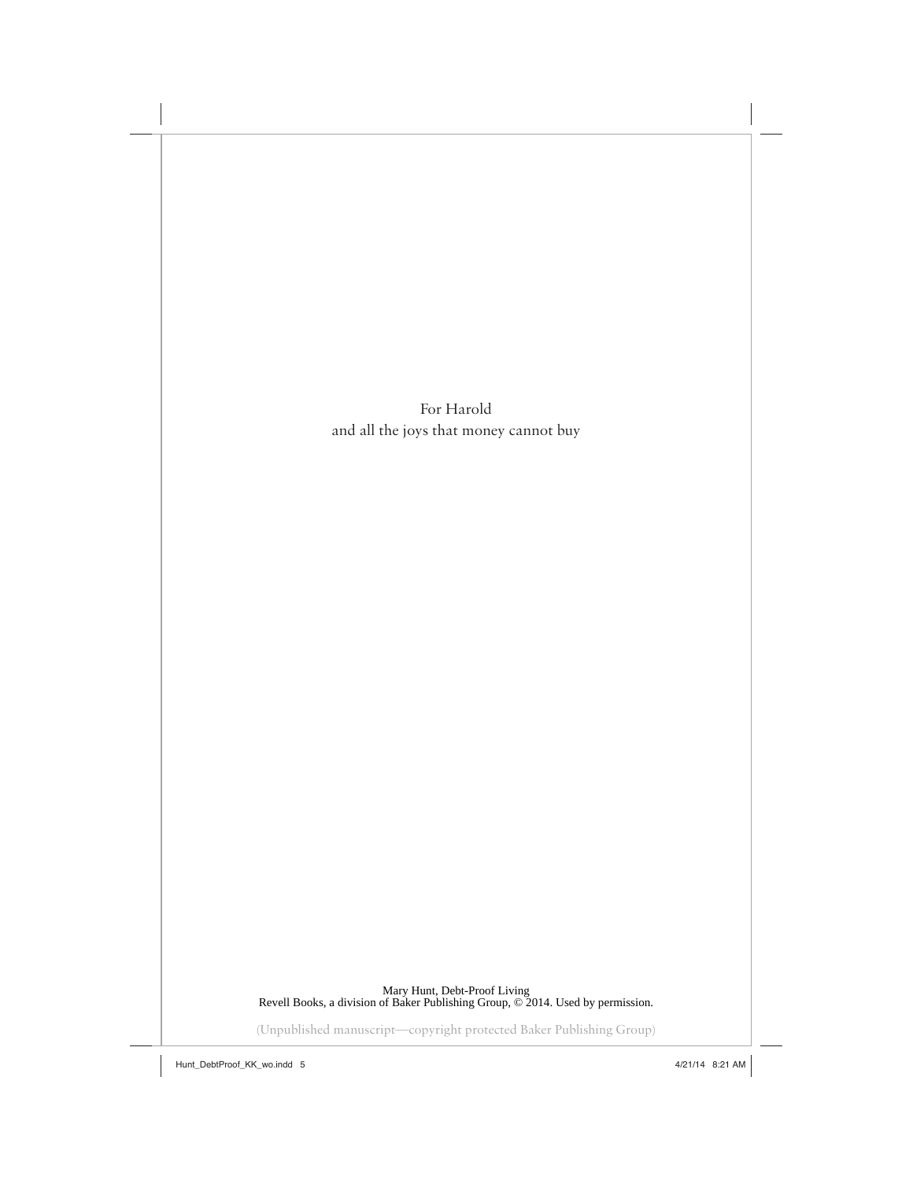For Harold
and all the joys that money cannot buy

Mary Hunt, Debt-Proof Living
Revell Books, a division of Baker Publishing Group, © 2014. Used by permission.

(Unpublished manuscript—copyright protected Baker Publishing Group)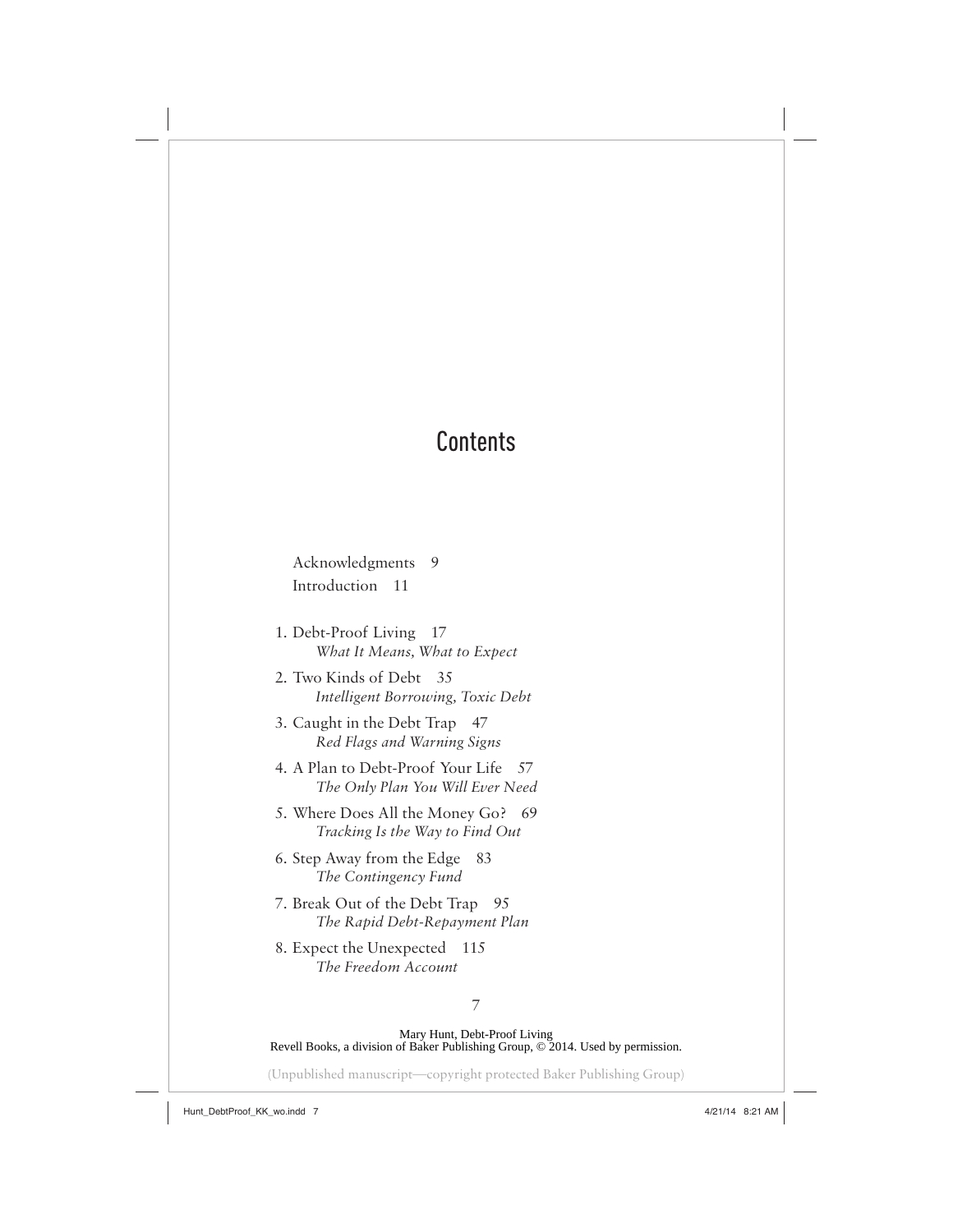# Contents

Acknowledgments 9

Introduction 11

1. Debt-Proof Living 17
   *What It Means, What to Expect*
2. Two Kinds of Debt 35
   *Intelligent Borrowing, Toxic Debt*
3. Caught in the Debt Trap 47
   *Red Flags and Warning Signs*
4. A Plan to Debt-Proof Your Life 57
   *The Only Plan You Will Ever Need*
5. Where Does All the Money Go? 69
   *Tracking Is the Way to Find Out*
6. Step Away from the Edge 83
   *The Contingency Fund*
7. Break Out of the Debt Trap 95
   *The Rapid Debt-Repayment Plan*
8. Expect the Unexpected 115
   *The Freedom Account*

Mary Hunt, Debt-Proof Living
Revell Books, a division of Baker Publishing Group, © 2014. Used by permission.

(Unpublished manuscript—copyright protected Baker Publishing Group)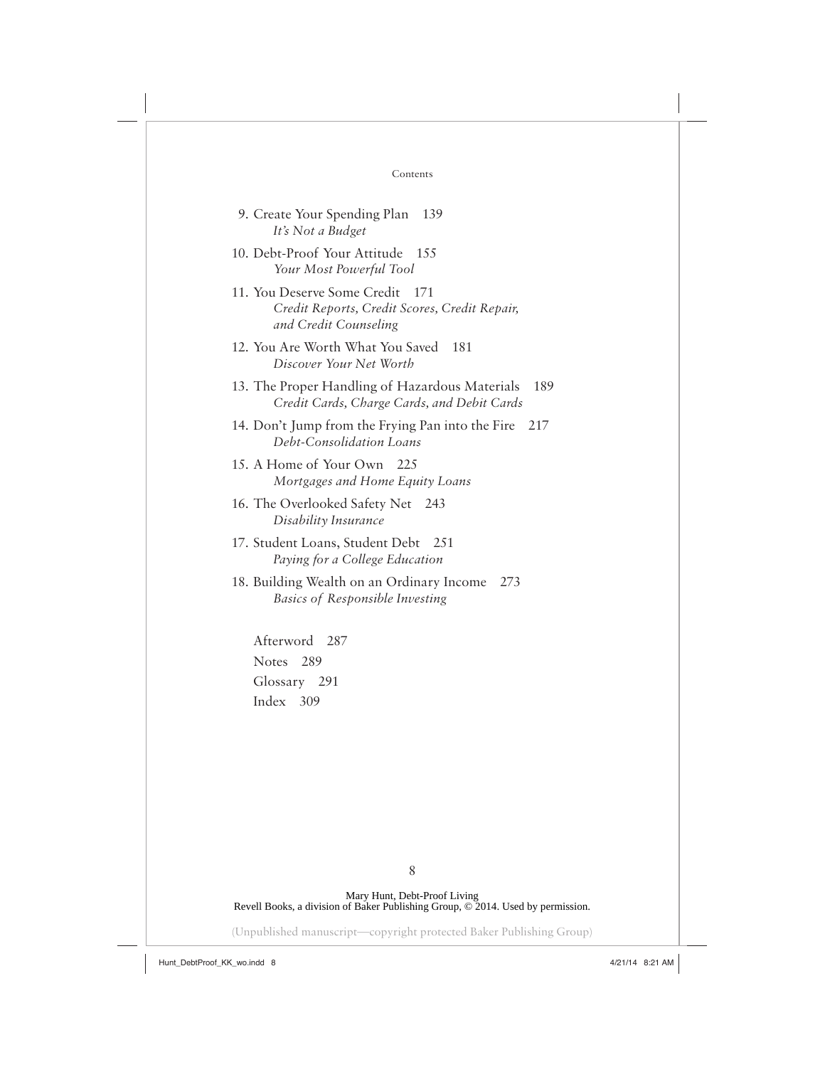9. Create Your Spending Plan 139
   *It's Not a Budget*
10. Debt-Proof Your Attitude 155
    *Your Most Powerful Tool*
11. You Deserve Some Credit 171
    *Credit Reports, Credit Scores, Credit Repair, and Credit Counseling*
12. You Are Worth What You Saved 181
    *Discover Your Net Worth*
13. The Proper Handling of Hazardous Materials 189
    *Credit Cards, Charge Cards, and Debit Cards*
14. Don't Jump from the Frying Pan into the Fire 217
    *Debt-Consolidation Loans*
15. A Home of Your Own 225
    *Mortgages and Home Equity Loans*
16. The Overlooked Safety Net 243
    *Disability Insurance*
17. Student Loans, Student Debt 251
    *Paying for a College Education*
18. Building Wealth on an Ordinary Income 273
    *Basics of Responsible Investing*

Afterword 287

Notes 289

Glossary 291

Index 309

Mary Hunt, Debt-Proof Living
Revell Books, a division of Baker Publishing Group, © 2014. Used by permission.

(Unpublished manuscript—copyright protected Baker Publishing Group)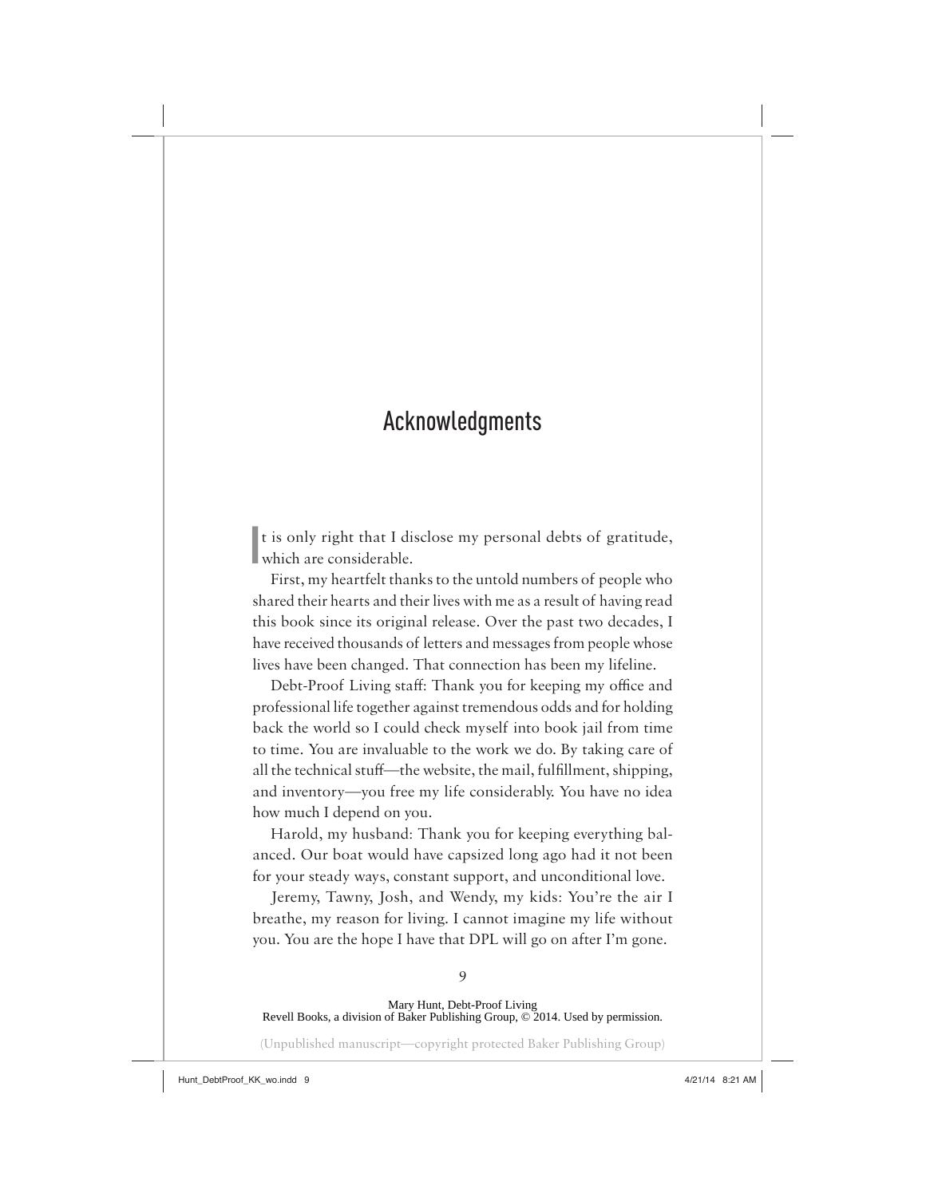# Acknowledgments

It is only right that I disclose my personal debts of gratitude, which are considerable.

First, my heartfelt thanks to the untold numbers of people who shared their hearts and their lives with me as a result of having read this book since its original release. Over the past two decades, I have received thousands of letters and messages from people whose lives have been changed. That connection has been my lifeline.

Debt-Proof Living staff: Thank you for keeping my office and professional life together against tremendous odds and for holding back the world so I could check myself into book jail from time to time. You are invaluable to the work we do. By taking care of all the technical stuff—the website, the mail, fulfillment, shipping, and inventory—you free my life considerably. You have no idea how much I depend on you.

Harold, my husband: Thank you for keeping everything balanced. Our boat would have capsized long ago had it not been for your steady ways, constant support, and unconditional love.

Jeremy, Tawny, Josh, and Wendy, my kids: You're the air I breathe, my reason for living. I cannot imagine my life without you. You are the hope I have that DPL will go on after I'm gone.

Mary Hunt, Debt-Proof Living
Revell Books, a division of Baker Publishing Group, © 2014. Used by permission.

(Unpublished manuscript—copyright protected Baker Publishing Group)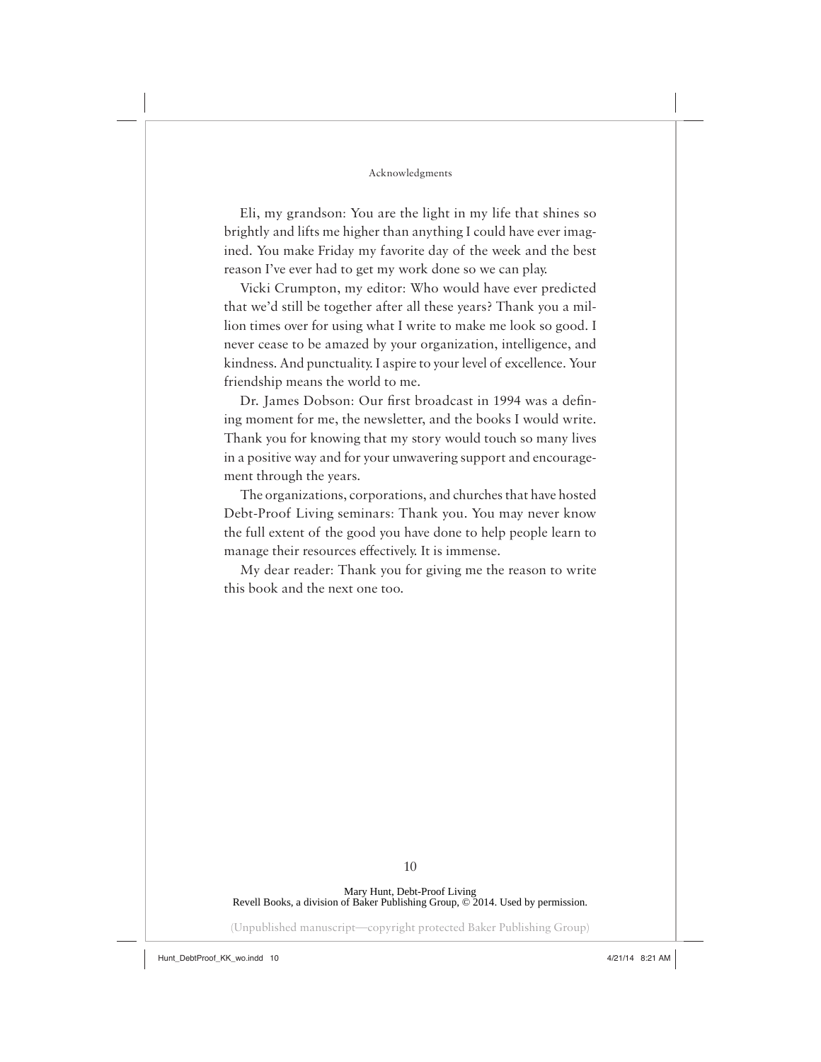Eli, my grandson: You are the light in my life that shines so brightly and lifts me higher than anything I could have ever imagined. You make Friday my favorite day of the week and the best reason I've ever had to get my work done so we can play.

Vicki Crumpton, my editor: Who would have ever predicted that we'd still be together after all these years? Thank you a million times over for using what I write to make me look so good. I never cease to be amazed by your organization, intelligence, and kindness. And punctuality. I aspire to your level of excellence. Your friendship means the world to me.

Dr. James Dobson: Our first broadcast in 1994 was a defining moment for me, the newsletter, and the books I would write. Thank you for knowing that my story would touch so many lives in a positive way and for your unwavering support and encouragement through the years.

The organizations, corporations, and churches that have hosted Debt-Proof Living seminars: Thank you. You may never know the full extent of the good you have done to help people learn to manage their resources effectively. It is immense.

My dear reader: Thank you for giving me the reason to write this book and the next one too.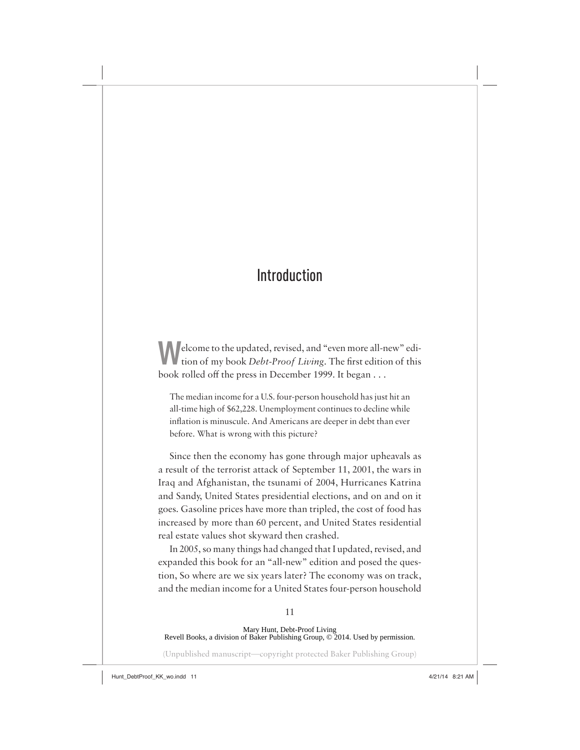# Introduction

Welcome to the updated, revised, and "even more all-new" edition of my book *Debt-Proof Living*. The first edition of this book rolled off the press in December 1999. It began . . .

> The median income for a U.S. four-person household has just hit an all-time high of $62,228. Unemployment continues to decline while inflation is minuscule. And Americans are deeper in debt than ever before. What is wrong with this picture?

Since then the economy has gone through major upheavals as a result of the terrorist attack of September 11, 2001, the wars in Iraq and Afghanistan, the tsunami of 2004, Hurricanes Katrina and Sandy, United States presidential elections, and on and on it goes. Gasoline prices have more than tripled, the cost of food has increased by more than 60 percent, and United States residential real estate values shot skyward then crashed.

In 2005, so many things had changed that I updated, revised, and expanded this book for an "all-new" edition and posed the question, So where are we six years later? The economy was on track, and the median income for a United States four-person household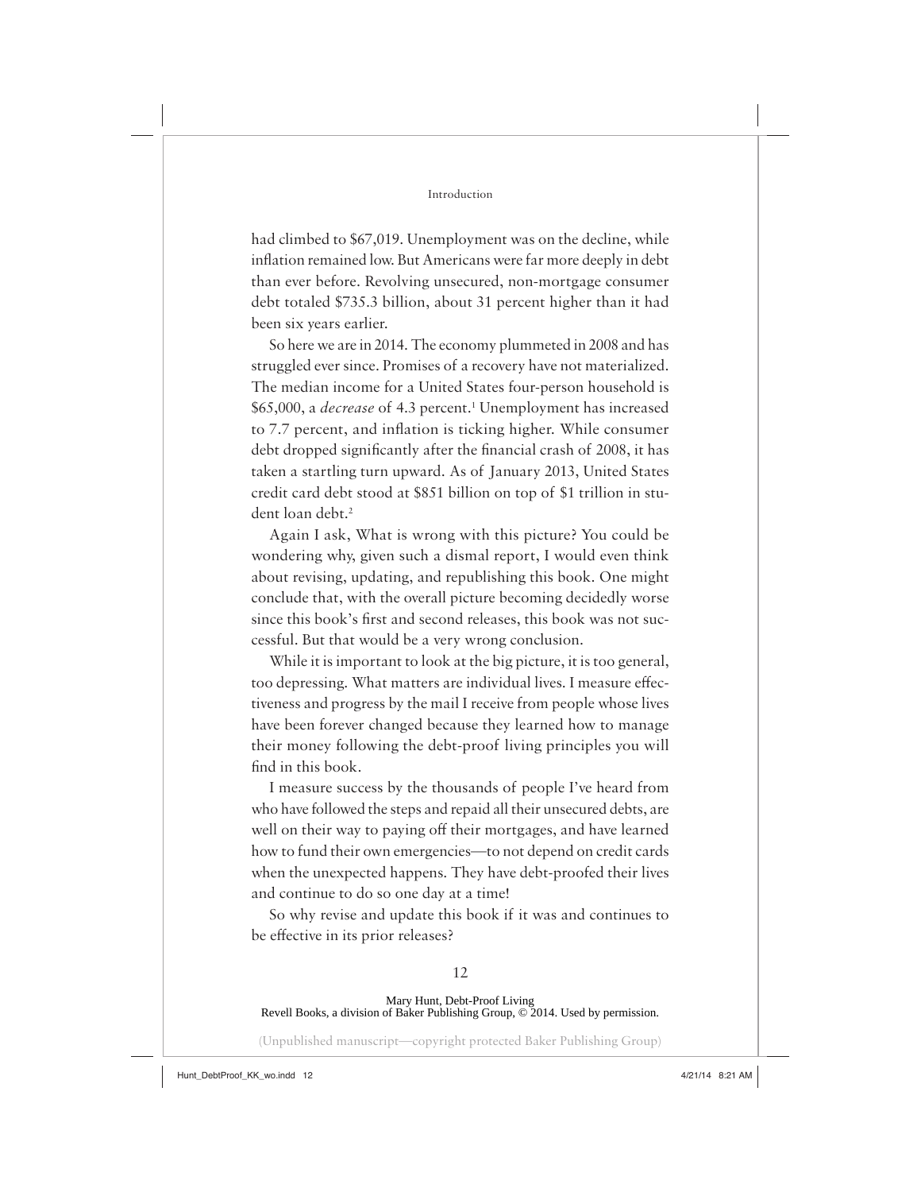had climbed to $67,019. Unemployment was on the decline, while inflation remained low. But Americans were far more deeply in debt than ever before. Revolving unsecured, non-mortgage consumer debt totaled $735.3 billion, about 31 percent higher than it had been six years earlier.

So here we are in 2014. The economy plummeted in 2008 and has struggled ever since. Promises of a recovery have not materialized. The median income for a United States four-person household is $65,000, a *decrease* of 4.3 percent.[1] Unemployment has increased to 7.7 percent, and inflation is ticking higher. While consumer debt dropped significantly after the financial crash of 2008, it has taken a startling turn upward. As of January 2013, United States credit card debt stood at $851 billion on top of $1 trillion in student loan debt.[2]

Again I ask, What is wrong with this picture? You could be wondering why, given such a dismal report, I would even think about revising, updating, and republishing this book. One might conclude that, with the overall picture becoming decidedly worse since this book's first and second releases, this book was not successful. But that would be a very wrong conclusion.

While it is important to look at the big picture, it is too general, too depressing. What matters are individual lives. I measure effectiveness and progress by the mail I receive from people whose lives have been forever changed because they learned how to manage their money following the debt-proof living principles you will find in this book.

I measure success by the thousands of people I've heard from who have followed the steps and repaid all their unsecured debts, are well on their way to paying off their mortgages, and have learned how to fund their own emergencies—to not depend on credit cards when the unexpected happens. They have debt-proofed their lives and continue to do so one day at a time!

So why revise and update this book if it was and continues to be effective in its prior releases?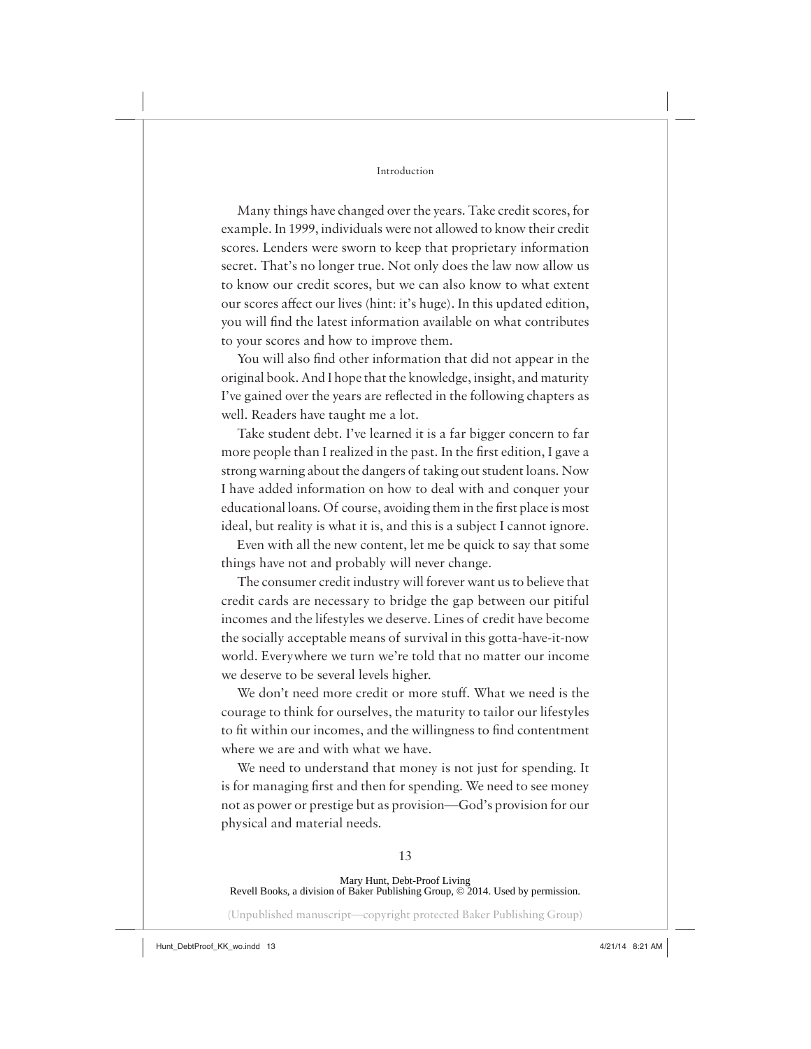Many things have changed over the years. Take credit scores, for example. In 1999, individuals were not allowed to know their credit scores. Lenders were sworn to keep that proprietary information secret. That's no longer true. Not only does the law now allow us to know our credit scores, but we can also know to what extent our scores affect our lives (hint: it's huge). In this updated edition, you will find the latest information available on what contributes to your scores and how to improve them.

You will also find other information that did not appear in the original book. And I hope that the knowledge, insight, and maturity I've gained over the years are reflected in the following chapters as well. Readers have taught me a lot.

Take student debt. I've learned it is a far bigger concern to far more people than I realized in the past. In the first edition, I gave a strong warning about the dangers of taking out student loans. Now I have added information on how to deal with and conquer your educational loans. Of course, avoiding them in the first place is most ideal, but reality is what it is, and this is a subject I cannot ignore.

Even with all the new content, let me be quick to say that some things have not and probably will never change.

The consumer credit industry will forever want us to believe that credit cards are necessary to bridge the gap between our pitiful incomes and the lifestyles we deserve. Lines of credit have become the socially acceptable means of survival in this gotta-have-it-now world. Everywhere we turn we're told that no matter our income we deserve to be several levels higher.

We don't need more credit or more stuff. What we need is the courage to think for ourselves, the maturity to tailor our lifestyles to fit within our incomes, and the willingness to find contentment where we are and with what we have.

We need to understand that money is not just for spending. It is for managing first and then for spending. We need to see money not as power or prestige but as provision—God's provision for our physical and material needs.

Mary Hunt, Debt-Proof Living
Revell Books, a division of Baker Publishing Group, © 2014. Used by permission.

(Unpublished manuscript—copyright protected Baker Publishing Group)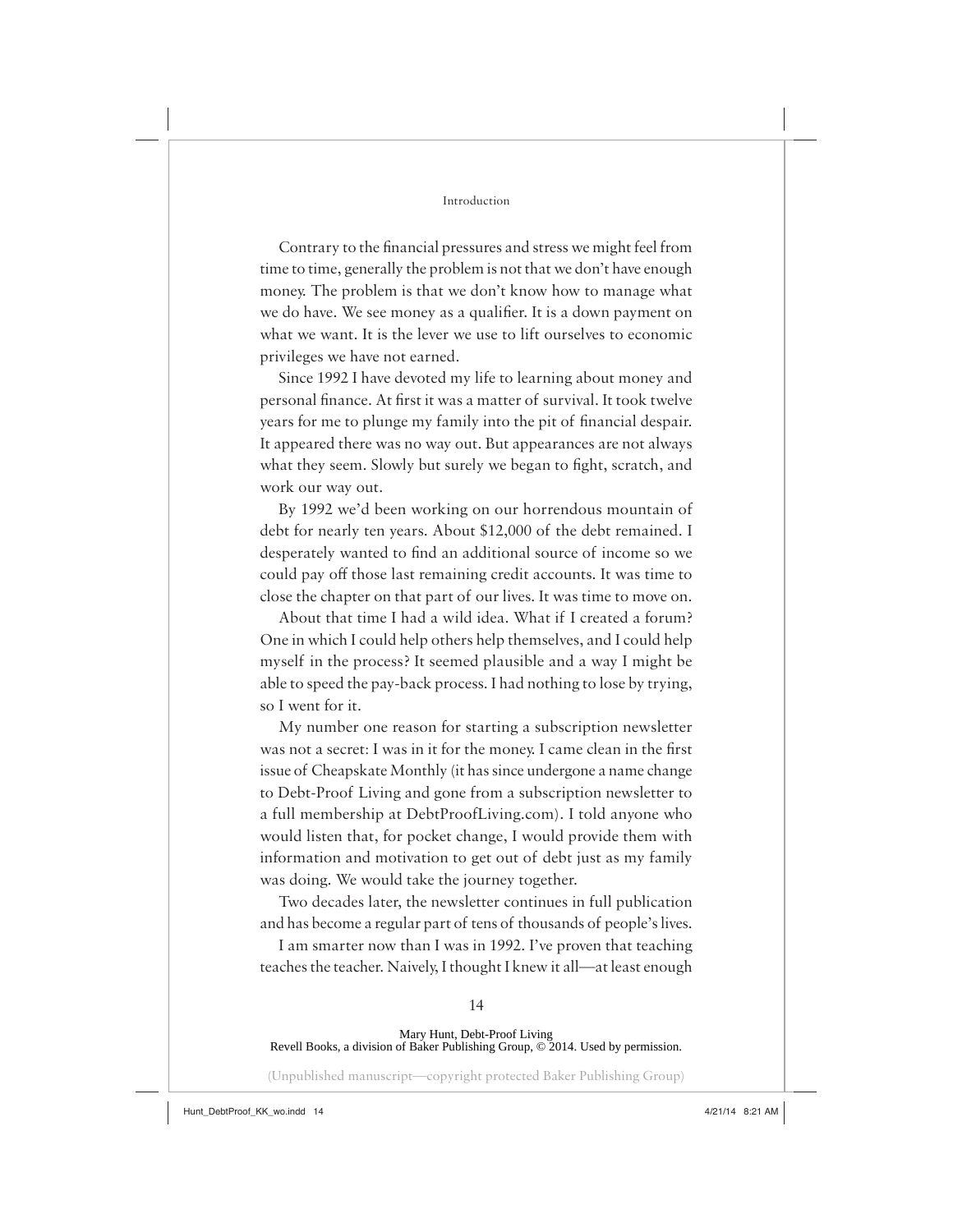Contrary to the financial pressures and stress we might feel from time to time, generally the problem is not that we don't have enough money. The problem is that we don't know how to manage what we do have. We see money as a qualifier. It is a down payment on what we want. It is the lever we use to lift ourselves to economic privileges we have not earned.

Since 1992 I have devoted my life to learning about money and personal finance. At first it was a matter of survival. It took twelve years for me to plunge my family into the pit of financial despair. It appeared there was no way out. But appearances are not always what they seem. Slowly but surely we began to fight, scratch, and work our way out.

By 1992 we'd been working on our horrendous mountain of debt for nearly ten years. About $12,000 of the debt remained. I desperately wanted to find an additional source of income so we could pay off those last remaining credit accounts. It was time to close the chapter on that part of our lives. It was time to move on.

About that time I had a wild idea. What if I created a forum? One in which I could help others help themselves, and I could help myself in the process? It seemed plausible and a way I might be able to speed the pay-back process. I had nothing to lose by trying, so I went for it.

My number one reason for starting a subscription newsletter was not a secret: I was in it for the money. I came clean in the first issue of Cheapskate Monthly (it has since undergone a name change to Debt-Proof Living and gone from a subscription newsletter to a full membership at DebtProofLiving.com). I told anyone who would listen that, for pocket change, I would provide them with information and motivation to get out of debt just as my family was doing. We would take the journey together.

Two decades later, the newsletter continues in full publication and has become a regular part of tens of thousands of people's lives.

I am smarter now than I was in 1992. I've proven that teaching teaches the teacher. Naively, I thought I knew it all—at least enough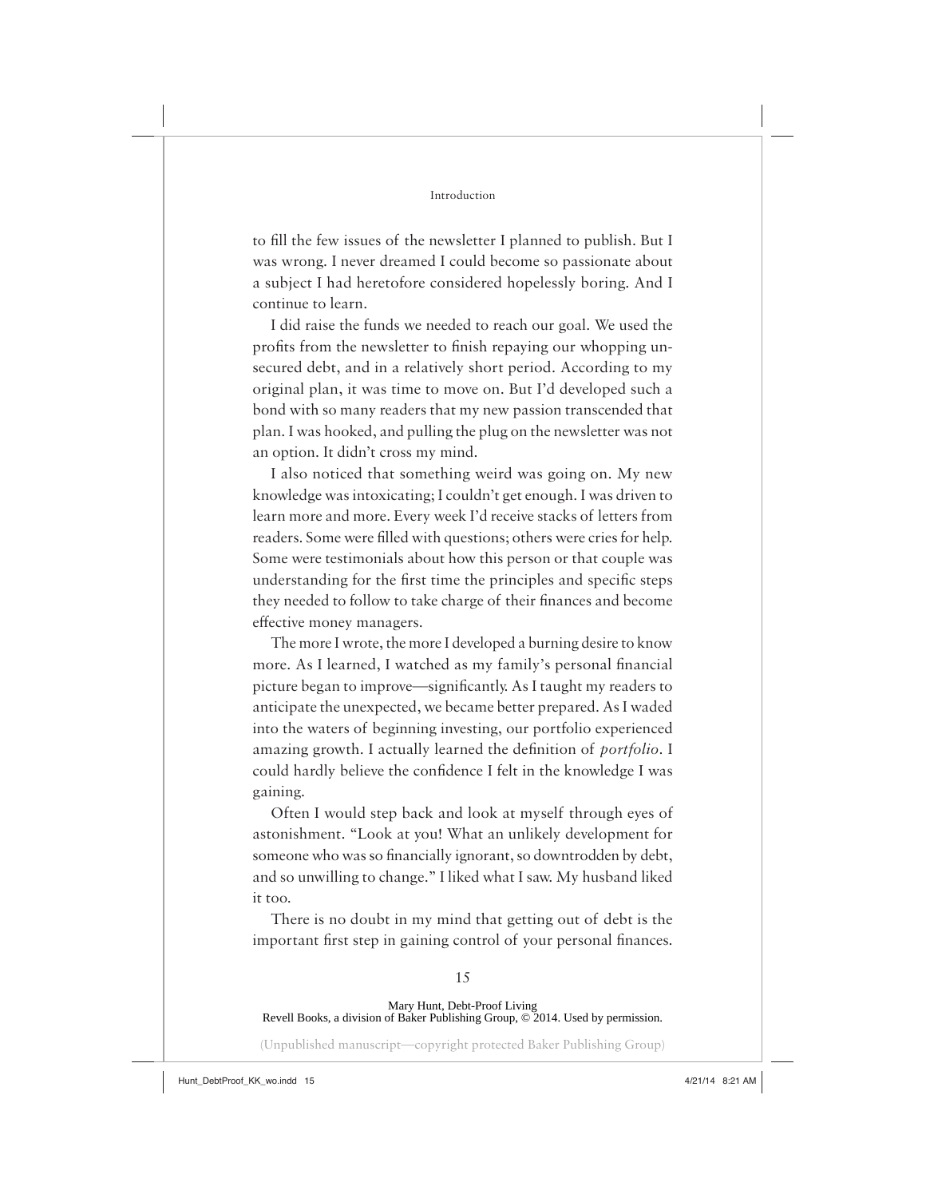to fill the few issues of the newsletter I planned to publish. But I was wrong. I never dreamed I could become so passionate about a subject I had heretofore considered hopelessly boring. And I continue to learn.

I did raise the funds we needed to reach our goal. We used the profits from the newsletter to finish repaying our whopping unsecured debt, and in a relatively short period. According to my original plan, it was time to move on. But I'd developed such a bond with so many readers that my new passion transcended that plan. I was hooked, and pulling the plug on the newsletter was not an option. It didn't cross my mind.

I also noticed that something weird was going on. My new knowledge was intoxicating; I couldn't get enough. I was driven to learn more and more. Every week I'd receive stacks of letters from readers. Some were filled with questions; others were cries for help. Some were testimonials about how this person or that couple was understanding for the first time the principles and specific steps they needed to follow to take charge of their finances and become effective money managers.

The more I wrote, the more I developed a burning desire to know more. As I learned, I watched as my family's personal financial picture began to improve—significantly. As I taught my readers to anticipate the unexpected, we became better prepared. As I waded into the waters of beginning investing, our portfolio experienced amazing growth. I actually learned the definition of *portfolio*. I could hardly believe the confidence I felt in the knowledge I was gaining.

Often I would step back and look at myself through eyes of astonishment. "Look at you! What an unlikely development for someone who was so financially ignorant, so downtrodden by debt, and so unwilling to change." I liked what I saw. My husband liked it too.

There is no doubt in my mind that getting out of debt is the important first step in gaining control of your personal finances.

Mary Hunt, Debt-Proof Living
Revell Books, a division of Baker Publishing Group, © 2014. Used by permission.

(Unpublished manuscript—copyright protected Baker Publishing Group)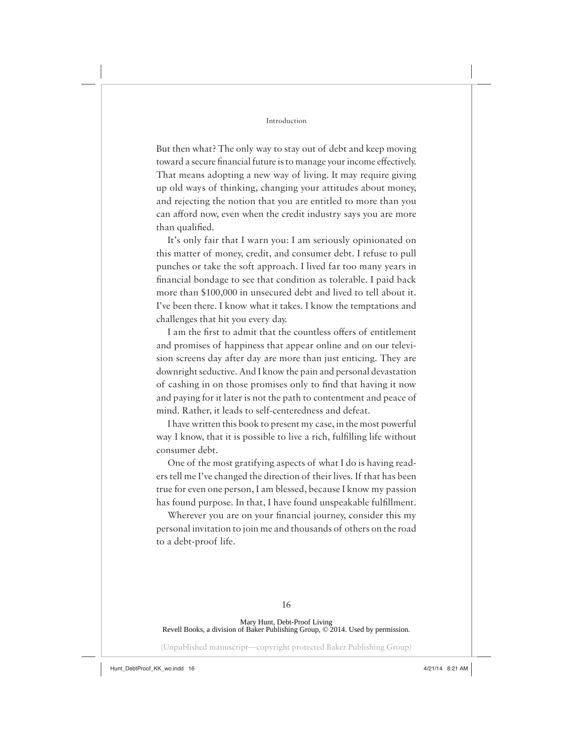But then what? The only way to stay out of debt and keep moving toward a secure financial future is to manage your income effectively. That means adopting a new way of living. It may require giving up old ways of thinking, changing your attitudes about money, and rejecting the notion that you are entitled to more than you can afford now, even when the credit industry says you are more than qualified.

It's only fair that I warn you: I am seriously opinionated on this matter of money, credit, and consumer debt. I refuse to pull punches or take the soft approach. I lived far too many years in financial bondage to see that condition as tolerable. I paid back more than $100,000 in unsecured debt and lived to tell about it. I've been there. I know what it takes. I know the temptations and challenges that hit you every day.

I am the first to admit that the countless offers of entitlement and promises of happiness that appear online and on our television screens day after day are more than just enticing. They are downright seductive. And I know the pain and personal devastation of cashing in on those promises only to find that having it now and paying for it later is not the path to contentment and peace of mind. Rather, it leads to self-centeredness and defeat.

I have written this book to present my case, in the most powerful way I know, that it is possible to live a rich, fulfilling life without consumer debt.

One of the most gratifying aspects of what I do is having readers tell me I've changed the direction of their lives. If that has been true for even one person, I am blessed, because I know my passion has found purpose. In that, I have found unspeakable fulfillment.

Wherever you are on your financial journey, consider this my personal invitation to join me and thousands of others on the road to a debt-proof life.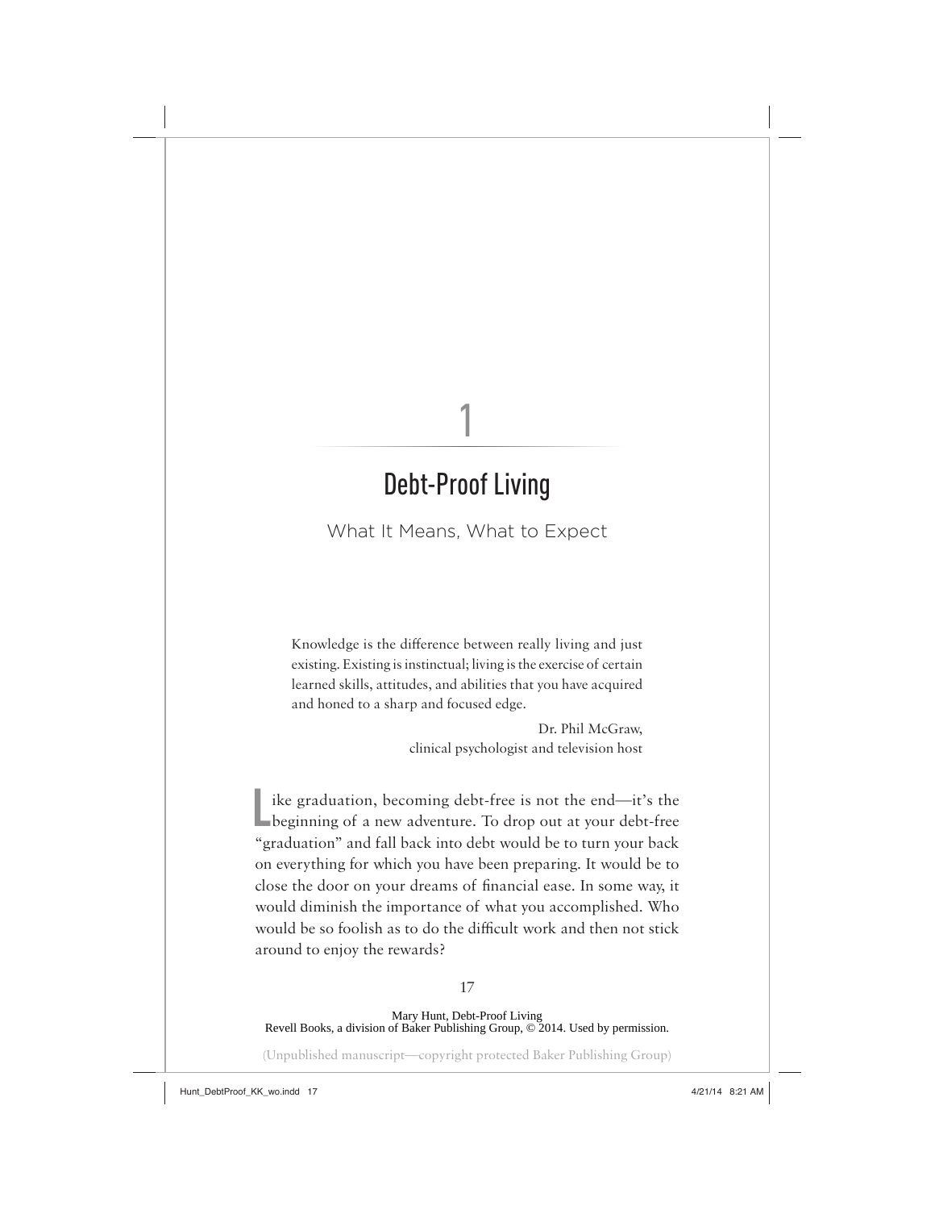# 1

# Debt-Proof Living

## What It Means, What to Expect

> Knowledge is the difference between really living and just existing. Existing is instinctual; living is the exercise of certain learned skills, attitudes, and abilities that you have acquired and honed to a sharp and focused edge.
>
> Dr. Phil McGraw,
> clinical psychologist and television host

Like graduation, becoming debt-free is not the end—it's the beginning of a new adventure. To drop out at your debt-free "graduation" and fall back into debt would be to turn your back on everything for which you have been preparing. It would be to close the door on your dreams of financial ease. In some way, it would diminish the importance of what you accomplished. Who would be so foolish as to do the difficult work and then not stick around to enjoy the rewards?

Mary Hunt, Debt-Proof Living
Revell Books, a division of Baker Publishing Group, © 2014. Used by permission.

(Unpublished manuscript—copyright protected Baker Publishing Group)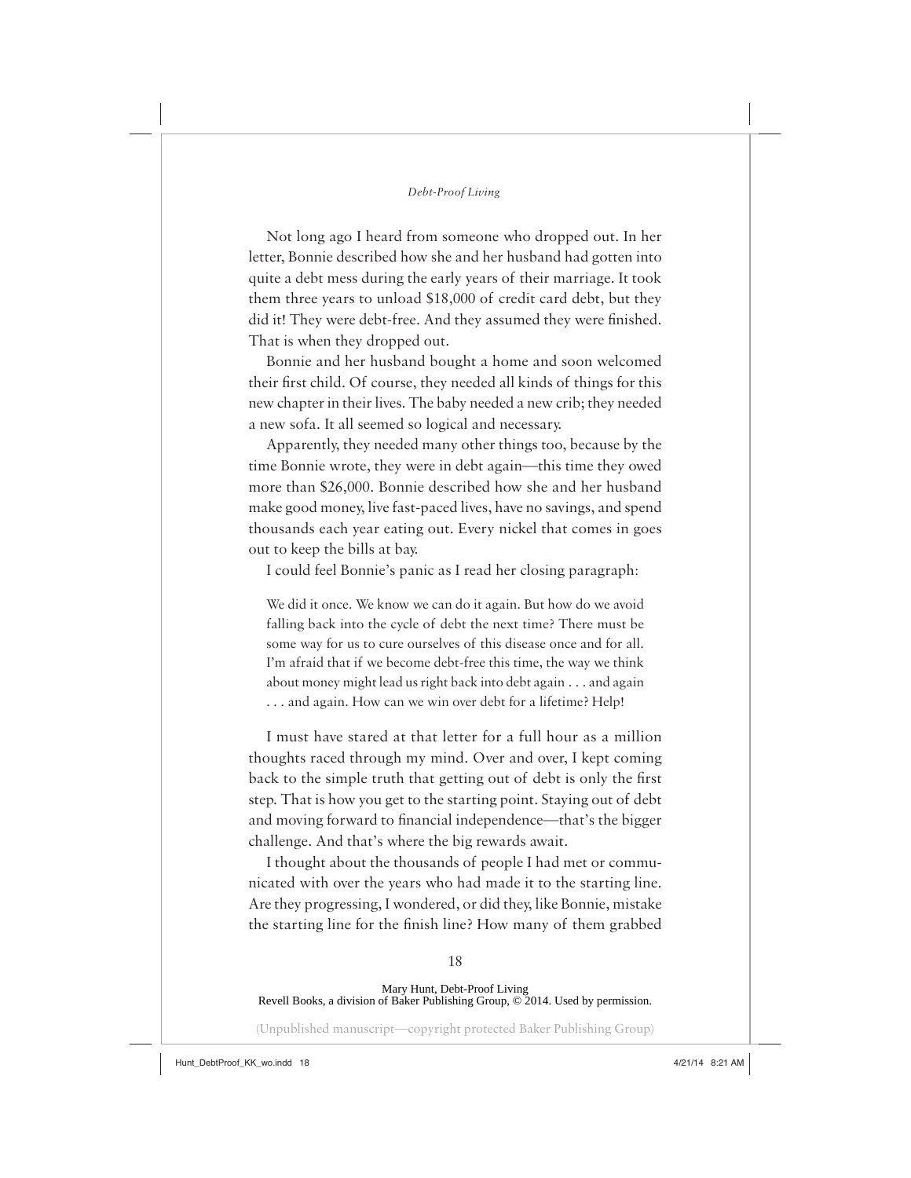Not long ago I heard from someone who dropped out. In her letter, Bonnie described how she and her husband had gotten into quite a debt mess during the early years of their marriage. It took them three years to unload $18,000 of credit card debt, but they did it! They were debt-free. And they assumed they were finished. That is when they dropped out.

Bonnie and her husband bought a home and soon welcomed their first child. Of course, they needed all kinds of things for this new chapter in their lives. The baby needed a new crib; they needed a new sofa. It all seemed so logical and necessary.

Apparently, they needed many other things too, because by the time Bonnie wrote, they were in debt again—this time they owed more than $26,000. Bonnie described how she and her husband make good money, live fast-paced lives, have no savings, and spend thousands each year eating out. Every nickel that comes in goes out to keep the bills at bay.

I could feel Bonnie's panic as I read her closing paragraph:

> We did it once. We know we can do it again. But how do we avoid falling back into the cycle of debt the next time? There must be some way for us to cure ourselves of this disease once and for all. I'm afraid that if we become debt-free this time, the way we think about money might lead us right back into debt again . . . and again . . . and again. How can we win over debt for a lifetime? Help!

I must have stared at that letter for a full hour as a million thoughts raced through my mind. Over and over, I kept coming back to the simple truth that getting out of debt is only the first step. That is how you get to the starting point. Staying out of debt and moving forward to financial independence—that's the bigger challenge. And that's where the big rewards await.

I thought about the thousands of people I had met or communicated with over the years who had made it to the starting line. Are they progressing, I wondered, or did they, like Bonnie, mistake the starting line for the finish line? How many of them grabbed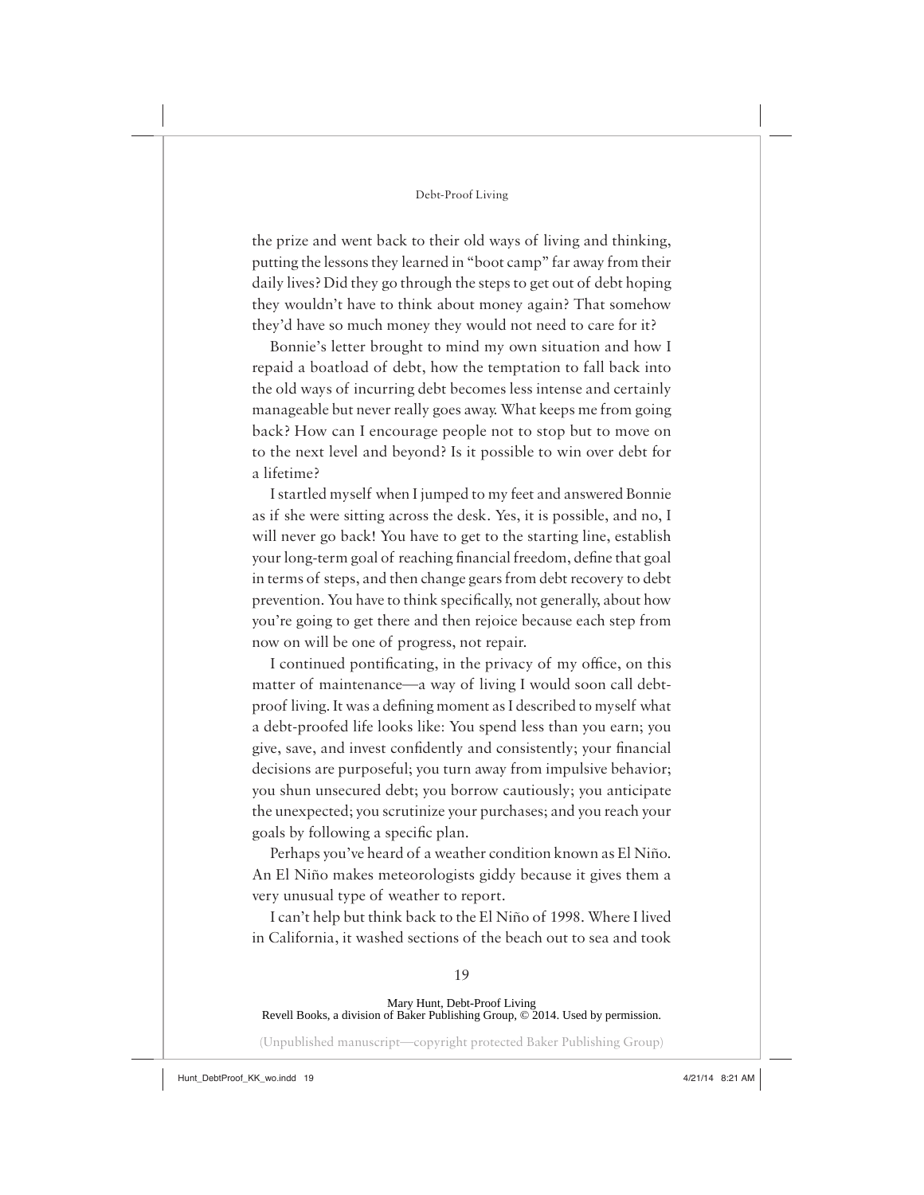the prize and went back to their old ways of living and thinking, putting the lessons they learned in "boot camp" far away from their daily lives? Did they go through the steps to get out of debt hoping they wouldn't have to think about money again? That somehow they'd have so much money they would not need to care for it?

Bonnie's letter brought to mind my own situation and how I repaid a boatload of debt, how the temptation to fall back into the old ways of incurring debt becomes less intense and certainly manageable but never really goes away. What keeps me from going back? How can I encourage people not to stop but to move on to the next level and beyond? Is it possible to win over debt for a lifetime?

I startled myself when I jumped to my feet and answered Bonnie as if she were sitting across the desk. Yes, it is possible, and no, I will never go back! You have to get to the starting line, establish your long-term goal of reaching financial freedom, define that goal in terms of steps, and then change gears from debt recovery to debt prevention. You have to think specifically, not generally, about how you're going to get there and then rejoice because each step from now on will be one of progress, not repair.

I continued pontificating, in the privacy of my office, on this matter of maintenance—a way of living I would soon call debt-proof living. It was a defining moment as I described to myself what a debt-proofed life looks like: You spend less than you earn; you give, save, and invest confidently and consistently; your financial decisions are purposeful; you turn away from impulsive behavior; you shun unsecured debt; you borrow cautiously; you anticipate the unexpected; you scrutinize your purchases; and you reach your goals by following a specific plan.

Perhaps you've heard of a weather condition known as El Niño. An El Niño makes meteorologists giddy because it gives them a very unusual type of weather to report.

I can't help but think back to the El Niño of 1998. Where I lived in California, it washed sections of the beach out to sea and took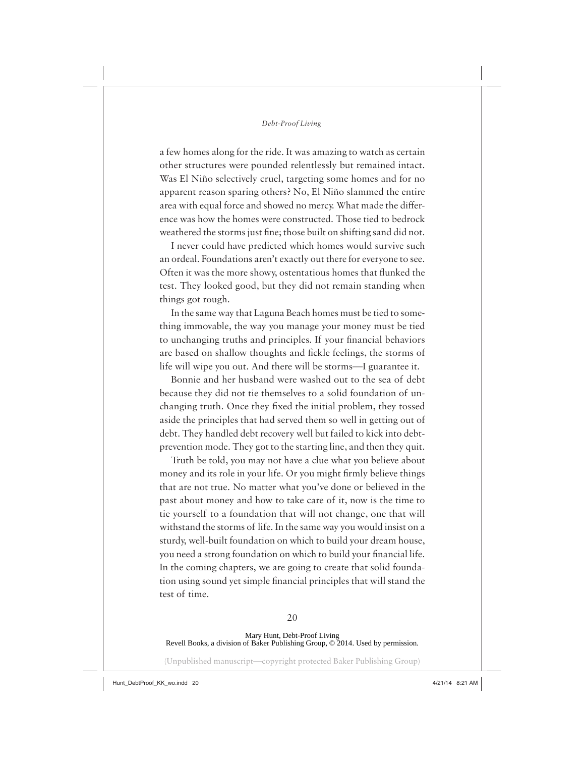a few homes along for the ride. It was amazing to watch as certain other structures were pounded relentlessly but remained intact. Was El Niño selectively cruel, targeting some homes and for no apparent reason sparing others? No, El Niño slammed the entire area with equal force and showed no mercy. What made the difference was how the homes were constructed. Those tied to bedrock weathered the storms just fine; those built on shifting sand did not.

I never could have predicted which homes would survive such an ordeal. Foundations aren't exactly out there for everyone to see. Often it was the more showy, ostentatious homes that flunked the test. They looked good, but they did not remain standing when things got rough.

In the same way that Laguna Beach homes must be tied to something immovable, the way you manage your money must be tied to unchanging truths and principles. If your financial behaviors are based on shallow thoughts and fickle feelings, the storms of life will wipe you out. And there will be storms—I guarantee it.

Bonnie and her husband were washed out to the sea of debt because they did not tie themselves to a solid foundation of unchanging truth. Once they fixed the initial problem, they tossed aside the principles that had served them so well in getting out of debt. They handled debt recovery well but failed to kick into debt-prevention mode. They got to the starting line, and then they quit.

Truth be told, you may not have a clue what you believe about money and its role in your life. Or you might firmly believe things that are not true. No matter what you've done or believed in the past about money and how to take care of it, now is the time to tie yourself to a foundation that will not change, one that will withstand the storms of life. In the same way you would insist on a sturdy, well-built foundation on which to build your dream house, you need a strong foundation on which to build your financial life. In the coming chapters, we are going to create that solid foundation using sound yet simple financial principles that will stand the test of time.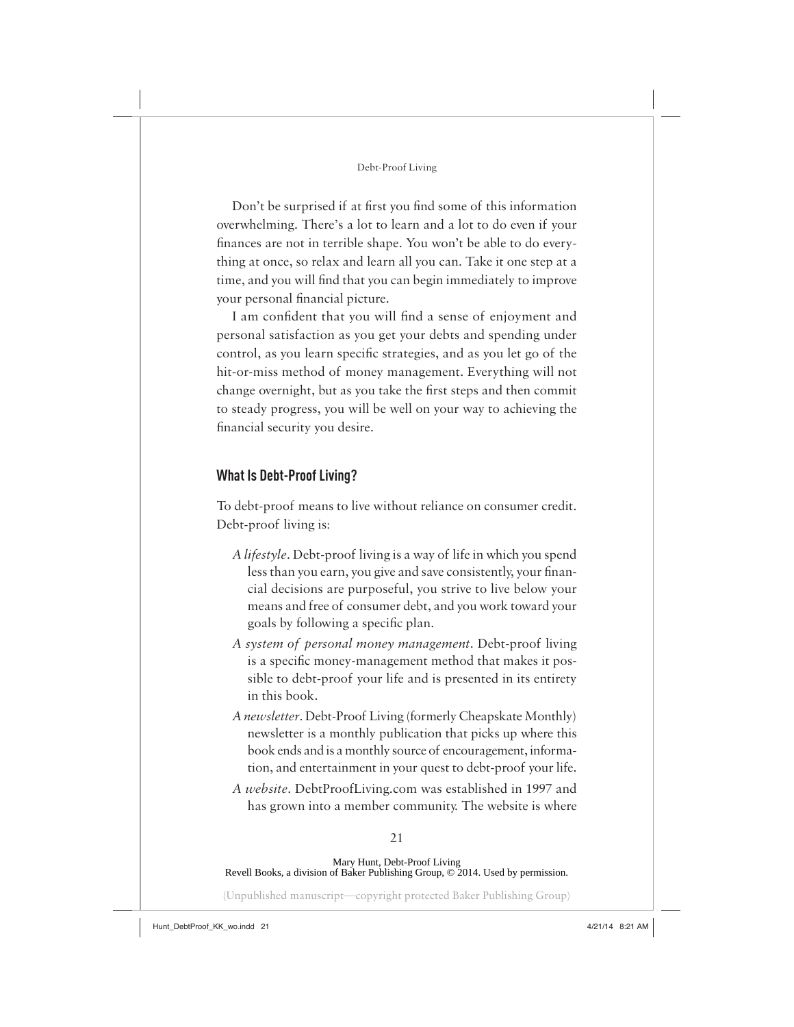Don't be surprised if at first you find some of this information overwhelming. There's a lot to learn and a lot to do even if your finances are not in terrible shape. You won't be able to do everything at once, so relax and learn all you can. Take it one step at a time, and you will find that you can begin immediately to improve your personal financial picture.

I am confident that you will find a sense of enjoyment and personal satisfaction as you get your debts and spending under control, as you learn specific strategies, and as you let go of the hit-or-miss method of money management. Everything will not change overnight, but as you take the first steps and then commit to steady progress, you will be well on your way to achieving the financial security you desire.

## What Is Debt-Proof Living?

To debt-proof means to live without reliance on consumer credit. Debt-proof living is:

*A lifestyle*. Debt-proof living is a way of life in which you spend less than you earn, you give and save consistently, your financial decisions are purposeful, you strive to live below your means and free of consumer debt, and you work toward your goals by following a specific plan.

*A system of personal money management*. Debt-proof living is a specific money-management method that makes it possible to debt-proof your life and is presented in its entirety in this book.

*A newsletter*. Debt-Proof Living (formerly Cheapskate Monthly) newsletter is a monthly publication that picks up where this book ends and is a monthly source of encouragement, information, and entertainment in your quest to debt-proof your life.

*A website*. DebtProofLiving.com was established in 1997 and has grown into a member community. The website is where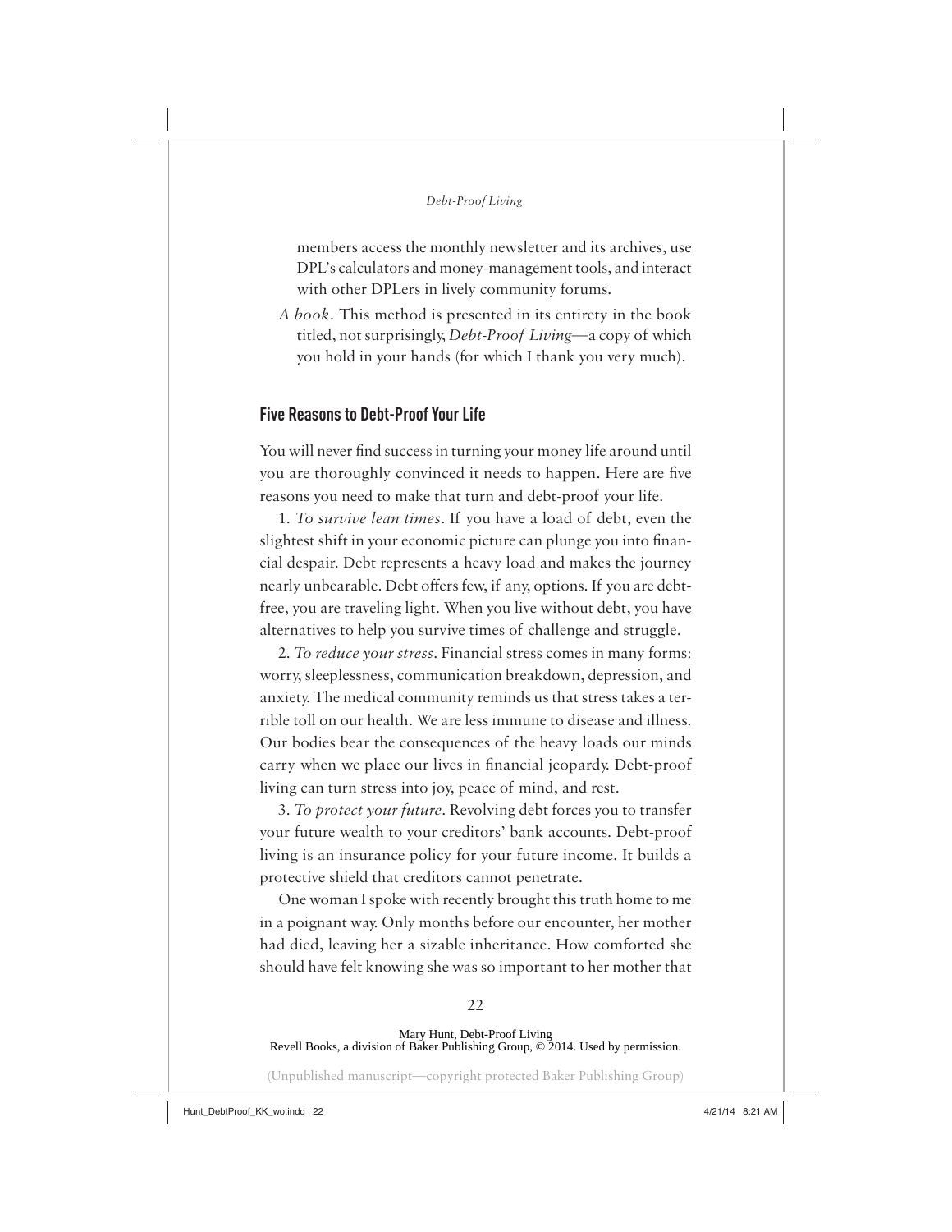members access the monthly newsletter and its archives, use DPL's calculators and money-management tools, and interact with other DPLers in lively community forums.

*A book*. This method is presented in its entirety in the book titled, not surprisingly, *Debt-Proof Living*—a copy of which you hold in your hands (for which I thank you very much).

## Five Reasons to Debt-Proof Your Life

You will never find success in turning your money life around until you are thoroughly convinced it needs to happen. Here are five reasons you need to make that turn and debt-proof your life.

1. *To survive lean times*. If you have a load of debt, even the slightest shift in your economic picture can plunge you into financial despair. Debt represents a heavy load and makes the journey nearly unbearable. Debt offers few, if any, options. If you are debt-free, you are traveling light. When you live without debt, you have alternatives to help you survive times of challenge and struggle.

2. *To reduce your stress*. Financial stress comes in many forms: worry, sleeplessness, communication breakdown, depression, and anxiety. The medical community reminds us that stress takes a terrible toll on our health. We are less immune to disease and illness. Our bodies bear the consequences of the heavy loads our minds carry when we place our lives in financial jeopardy. Debt-proof living can turn stress into joy, peace of mind, and rest.

3. *To protect your future*. Revolving debt forces you to transfer your future wealth to your creditors' bank accounts. Debt-proof living is an insurance policy for your future income. It builds a protective shield that creditors cannot penetrate.

One woman I spoke with recently brought this truth home to me in a poignant way. Only months before our encounter, her mother had died, leaving her a sizable inheritance. How comforted she should have felt knowing she was so important to her mother that

Mary Hunt, Debt-Proof Living
Revell Books, a division of Baker Publishing Group, © 2014. Used by permission.

(Unpublished manuscript—copyright protected Baker Publishing Group)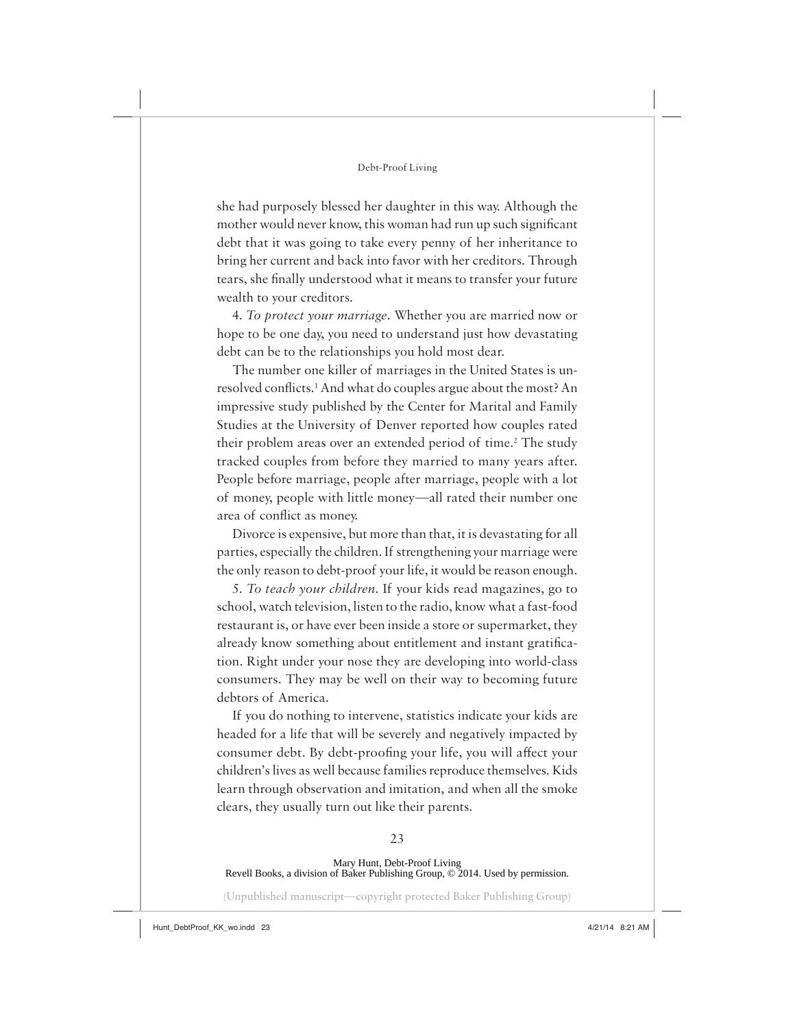she had purposely blessed her daughter in this way. Although the mother would never know, this woman had run up such significant debt that it was going to take every penny of her inheritance to bring her current and back into favor with her creditors. Through tears, she finally understood what it means to transfer your future wealth to your creditors.

4. *To protect your marriage.* Whether you are married now or hope to be one day, you need to understand just how devastating debt can be to the relationships you hold most dear.

The number one killer of marriages in the United States is unresolved conflicts.[1] And what do couples argue about the most? An impressive study published by the Center for Marital and Family Studies at the University of Denver reported how couples rated their problem areas over an extended period of time.[2] The study tracked couples from before they married to many years after. People before marriage, people after marriage, people with a lot of money, people with little money—all rated their number one area of conflict as money.

Divorce is expensive, but more than that, it is devastating for all parties, especially the children. If strengthening your marriage were the only reason to debt-proof your life, it would be reason enough.

5. *To teach your children.* If your kids read magazines, go to school, watch television, listen to the radio, know what a fast-food restaurant is, or have ever been inside a store or supermarket, they already know something about entitlement and instant gratification. Right under your nose they are developing into world-class consumers. They may be well on their way to becoming future debtors of America.

If you do nothing to intervene, statistics indicate your kids are headed for a life that will be severely and negatively impacted by consumer debt. By debt-proofing your life, you will affect your children's lives as well because families reproduce themselves. Kids learn through observation and imitation, and when all the smoke clears, they usually turn out like their parents.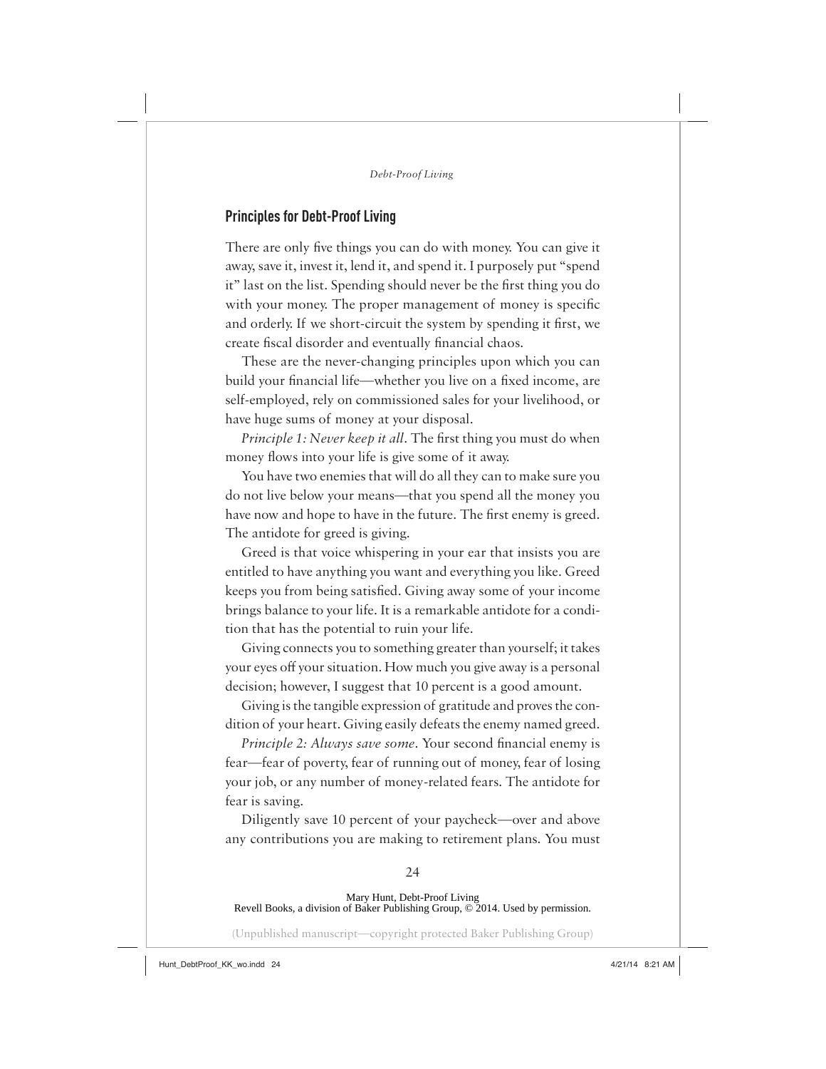## Principles for Debt-Proof Living

There are only five things you can do with money. You can give it away, save it, invest it, lend it, and spend it. I purposely put "spend it" last on the list. Spending should never be the first thing you do with your money. The proper management of money is specific and orderly. If we short-circuit the system by spending it first, we create fiscal disorder and eventually financial chaos.

These are the never-changing principles upon which you can build your financial life—whether you live on a fixed income, are self-employed, rely on commissioned sales for your livelihood, or have huge sums of money at your disposal.

*Principle 1: Never keep it all.* The first thing you must do when money flows into your life is give some of it away.

You have two enemies that will do all they can to make sure you do not live below your means—that you spend all the money you have now and hope to have in the future. The first enemy is greed. The antidote for greed is giving.

Greed is that voice whispering in your ear that insists you are entitled to have anything you want and everything you like. Greed keeps you from being satisfied. Giving away some of your income brings balance to your life. It is a remarkable antidote for a condition that has the potential to ruin your life.

Giving connects you to something greater than yourself; it takes your eyes off your situation. How much you give away is a personal decision; however, I suggest that 10 percent is a good amount.

Giving is the tangible expression of gratitude and proves the condition of your heart. Giving easily defeats the enemy named greed.

*Principle 2: Always save some.* Your second financial enemy is fear—fear of poverty, fear of running out of money, fear of losing your job, or any number of money-related fears. The antidote for fear is saving.

Diligently save 10 percent of your paycheck—over and above any contributions you are making to retirement plans. You must

Mary Hunt, Debt-Proof Living
Revell Books, a division of Baker Publishing Group, © 2014. Used by permission.

(Unpublished manuscript—copyright protected Baker Publishing Group)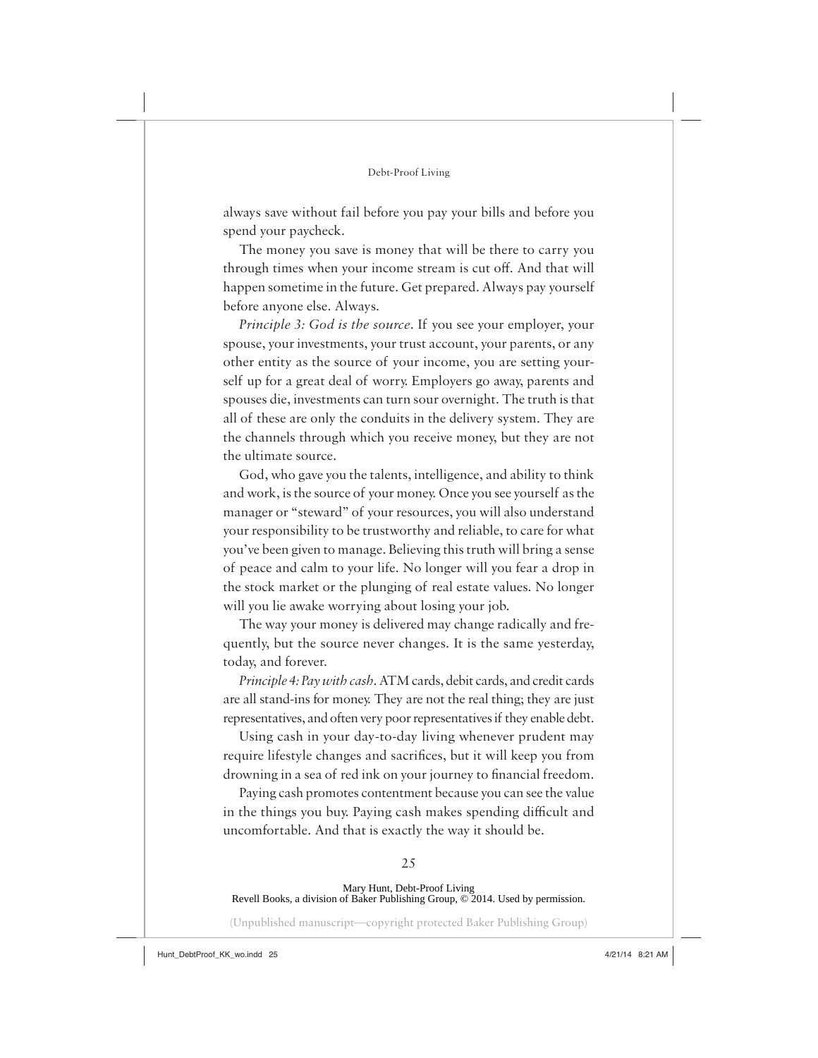always save without fail before you pay your bills and before you spend your paycheck.

The money you save is money that will be there to carry you through times when your income stream is cut off. And that will happen sometime in the future. Get prepared. Always pay yourself before anyone else. Always.

*Principle 3: God is the source*. If you see your employer, your spouse, your investments, your trust account, your parents, or any other entity as the source of your income, you are setting yourself up for a great deal of worry. Employers go away, parents and spouses die, investments can turn sour overnight. The truth is that all of these are only the conduits in the delivery system. They are the channels through which you receive money, but they are not the ultimate source.

God, who gave you the talents, intelligence, and ability to think and work, is the source of your money. Once you see yourself as the manager or "steward" of your resources, you will also understand your responsibility to be trustworthy and reliable, to care for what you've been given to manage. Believing this truth will bring a sense of peace and calm to your life. No longer will you fear a drop in the stock market or the plunging of real estate values. No longer will you lie awake worrying about losing your job.

The way your money is delivered may change radically and frequently, but the source never changes. It is the same yesterday, today, and forever.

*Principle 4: Pay with cash*. ATM cards, debit cards, and credit cards are all stand-ins for money. They are not the real thing; they are just representatives, and often very poor representatives if they enable debt.

Using cash in your day-to-day living whenever prudent may require lifestyle changes and sacrifices, but it will keep you from drowning in a sea of red ink on your journey to financial freedom.

Paying cash promotes contentment because you can see the value in the things you buy. Paying cash makes spending difficult and uncomfortable. And that is exactly the way it should be.

Mary Hunt, Debt-Proof Living
Revell Books, a division of Baker Publishing Group, © 2014. Used by permission.

(Unpublished manuscript—copyright protected Baker Publishing Group)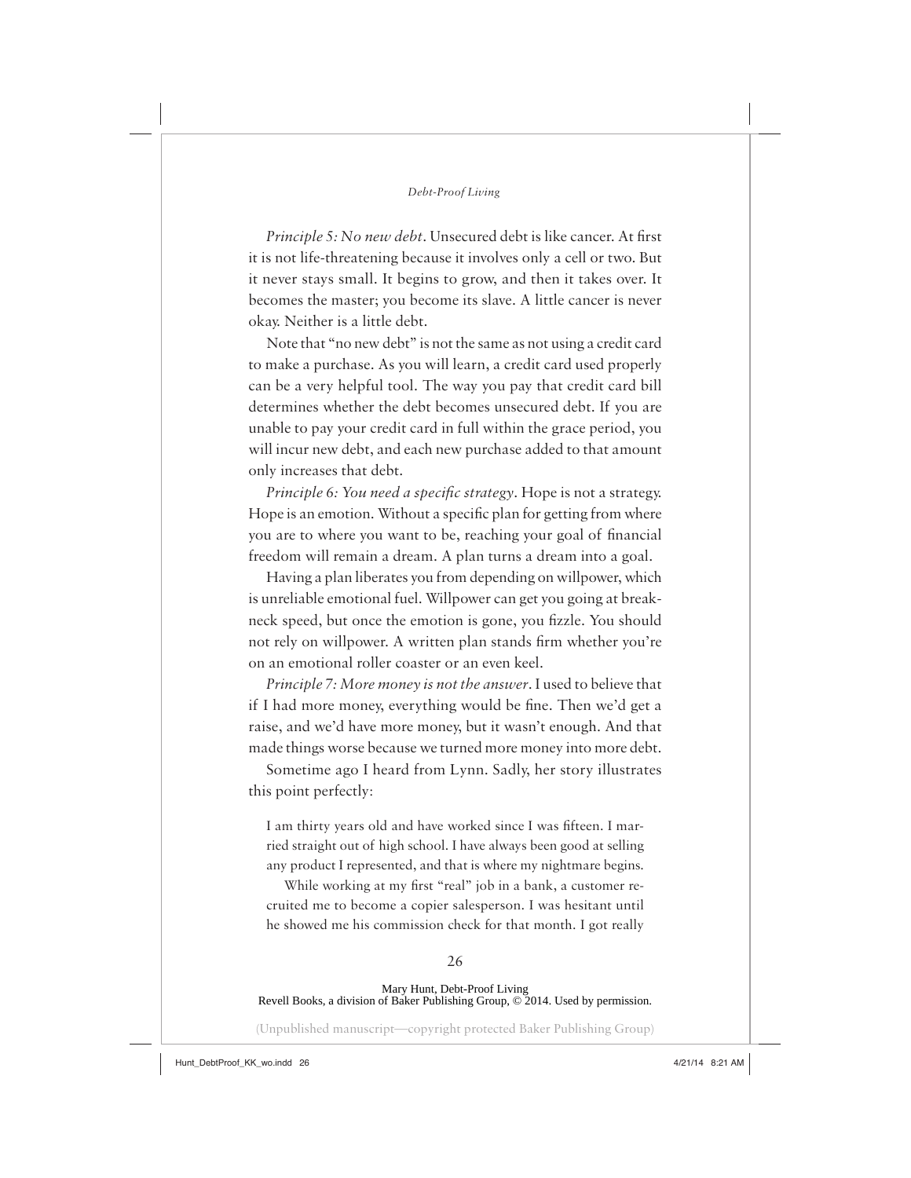*Principle 5: No new debt*. Unsecured debt is like cancer. At first it is not life-threatening because it involves only a cell or two. But it never stays small. It begins to grow, and then it takes over. It becomes the master; you become its slave. A little cancer is never okay. Neither is a little debt.

Note that "no new debt" is not the same as not using a credit card to make a purchase. As you will learn, a credit card used properly can be a very helpful tool. The way you pay that credit card bill determines whether the debt becomes unsecured debt. If you are unable to pay your credit card in full within the grace period, you will incur new debt, and each new purchase added to that amount only increases that debt.

*Principle 6: You need a specific strategy*. Hope is not a strategy. Hope is an emotion. Without a specific plan for getting from where you are to where you want to be, reaching your goal of financial freedom will remain a dream. A plan turns a dream into a goal.

Having a plan liberates you from depending on willpower, which is unreliable emotional fuel. Willpower can get you going at breakneck speed, but once the emotion is gone, you fizzle. You should not rely on willpower. A written plan stands firm whether you're on an emotional roller coaster or an even keel.

*Principle 7: More money is not the answer*. I used to believe that if I had more money, everything would be fine. Then we'd get a raise, and we'd have more money, but it wasn't enough. And that made things worse because we turned more money into more debt.

Sometime ago I heard from Lynn. Sadly, her story illustrates this point perfectly:

> I am thirty years old and have worked since I was fifteen. I married straight out of high school. I have always been good at selling any product I represented, and that is where my nightmare begins.
>
> While working at my first "real" job in a bank, a customer recruited me to become a copier salesperson. I was hesitant until he showed me his commission check for that month. I got really

Mary Hunt, Debt-Proof Living
Revell Books, a division of Baker Publishing Group, © 2014. Used by permission.

(Unpublished manuscript—copyright protected Baker Publishing Group)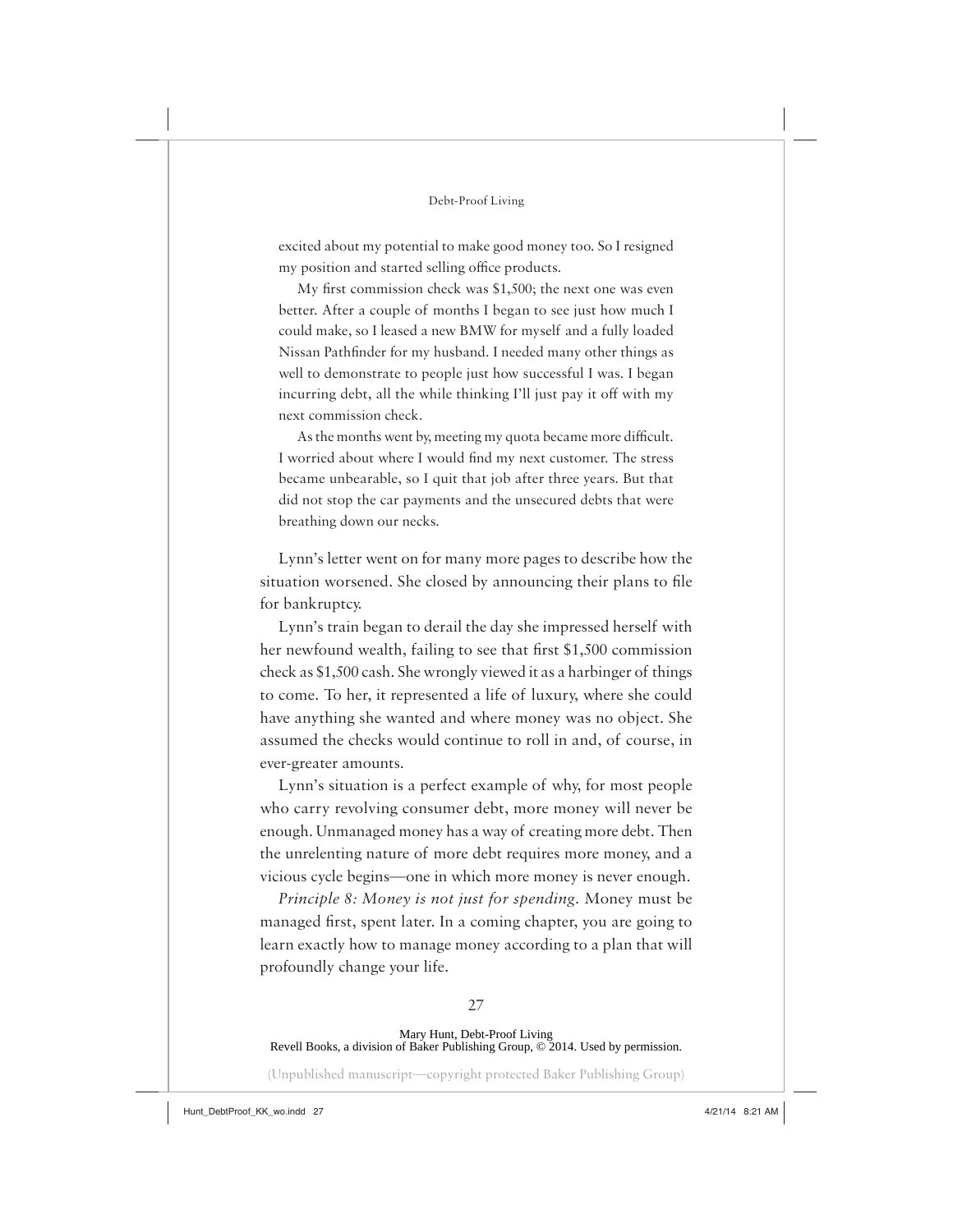excited about my potential to make good money too. So I resigned my position and started selling office products.

My first commission check was $1,500; the next one was even better. After a couple of months I began to see just how much I could make, so I leased a new BMW for myself and a fully loaded Nissan Pathfinder for my husband. I needed many other things as well to demonstrate to people just how successful I was. I began incurring debt, all the while thinking I'll just pay it off with my next commission check.

As the months went by, meeting my quota became more difficult. I worried about where I would find my next customer. The stress became unbearable, so I quit that job after three years. But that did not stop the car payments and the unsecured debts that were breathing down our necks.

Lynn's letter went on for many more pages to describe how the situation worsened. She closed by announcing their plans to file for bankruptcy.

Lynn's train began to derail the day she impressed herself with her newfound wealth, failing to see that first $1,500 commission check as $1,500 cash. She wrongly viewed it as a harbinger of things to come. To her, it represented a life of luxury, where she could have anything she wanted and where money was no object. She assumed the checks would continue to roll in and, of course, in ever-greater amounts.

Lynn's situation is a perfect example of why, for most people who carry revolving consumer debt, more money will never be enough. Unmanaged money has a way of creating more debt. Then the unrelenting nature of more debt requires more money, and a vicious cycle begins—one in which more money is never enough.

*Principle 8: Money is not just for spending.* Money must be managed first, spent later. In a coming chapter, you are going to learn exactly how to manage money according to a plan that will profoundly change your life.

Mary Hunt, Debt-Proof Living
Revell Books, a division of Baker Publishing Group, © 2014. Used by permission.

(Unpublished manuscript—copyright protected Baker Publishing Group)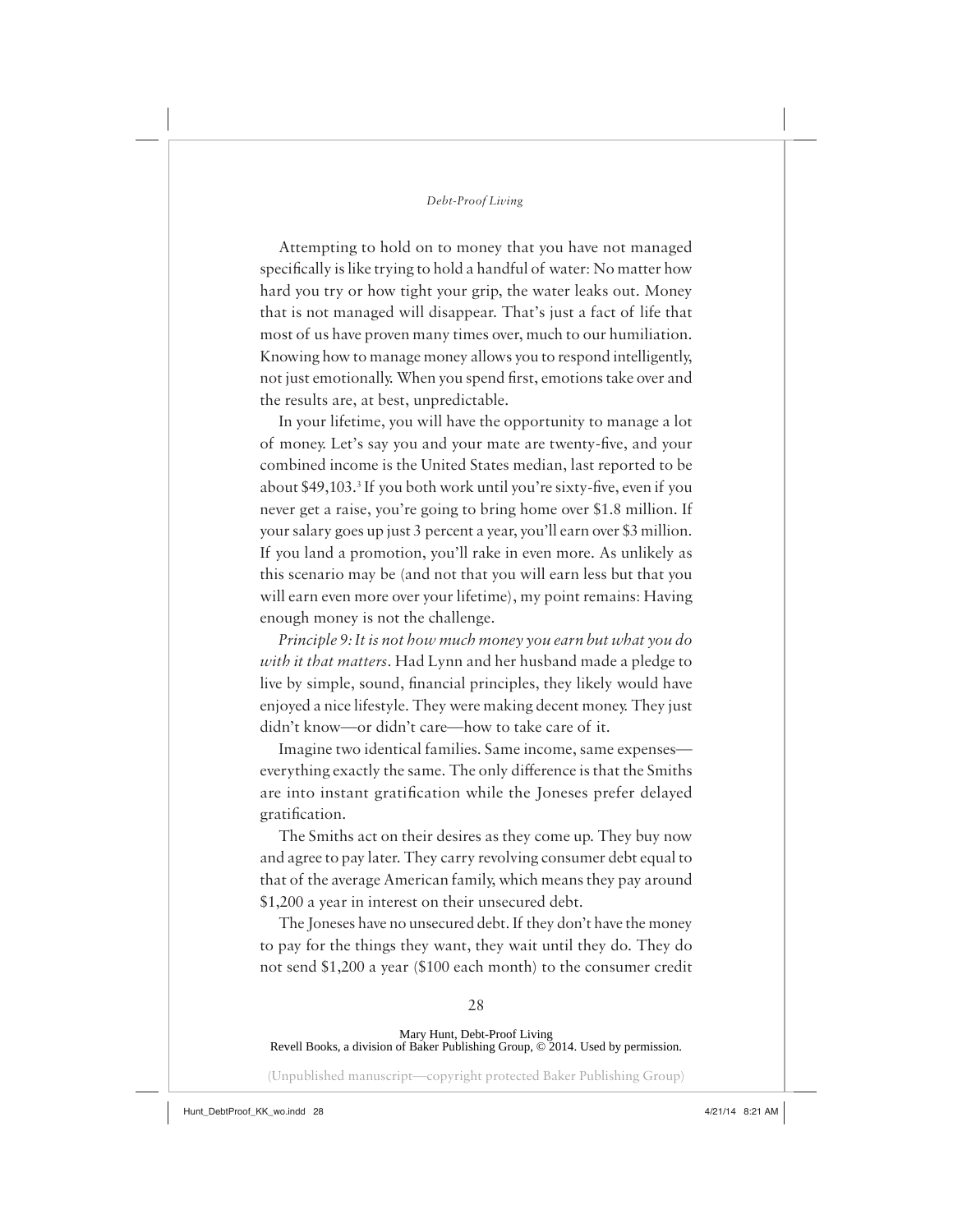Attempting to hold on to money that you have not managed specifically is like trying to hold a handful of water: No matter how hard you try or how tight your grip, the water leaks out. Money that is not managed will disappear. That's just a fact of life that most of us have proven many times over, much to our humiliation. Knowing how to manage money allows you to respond intelligently, not just emotionally. When you spend first, emotions take over and the results are, at best, unpredictable.

In your lifetime, you will have the opportunity to manage a lot of money. Let's say you and your mate are twenty-five, and your combined income is the United States median, last reported to be about $49,103.[3] If you both work until you're sixty-five, even if you never get a raise, you're going to bring home over $1.8 million. If your salary goes up just 3 percent a year, you'll earn over $3 million. If you land a promotion, you'll rake in even more. As unlikely as this scenario may be (and not that you will earn less but that you will earn even more over your lifetime), my point remains: Having enough money is not the challenge.

*Principle 9: It is not how much money you earn but what you do with it that matters.* Had Lynn and her husband made a pledge to live by simple, sound, financial principles, they likely would have enjoyed a nice lifestyle. They were making decent money. They just didn't know—or didn't care—how to take care of it.

Imagine two identical families. Same income, same expenses—everything exactly the same. The only difference is that the Smiths are into instant gratification while the Joneses prefer delayed gratification.

The Smiths act on their desires as they come up. They buy now and agree to pay later. They carry revolving consumer debt equal to that of the average American family, which means they pay around $1,200 a year in interest on their unsecured debt.

The Joneses have no unsecured debt. If they don't have the money to pay for the things they want, they wait until they do. They do not send $1,200 a year ($100 each month) to the consumer credit

Mary Hunt, Debt-Proof Living
Revell Books, a division of Baker Publishing Group, © 2014. Used by permission.

(Unpublished manuscript—copyright protected Baker Publishing Group)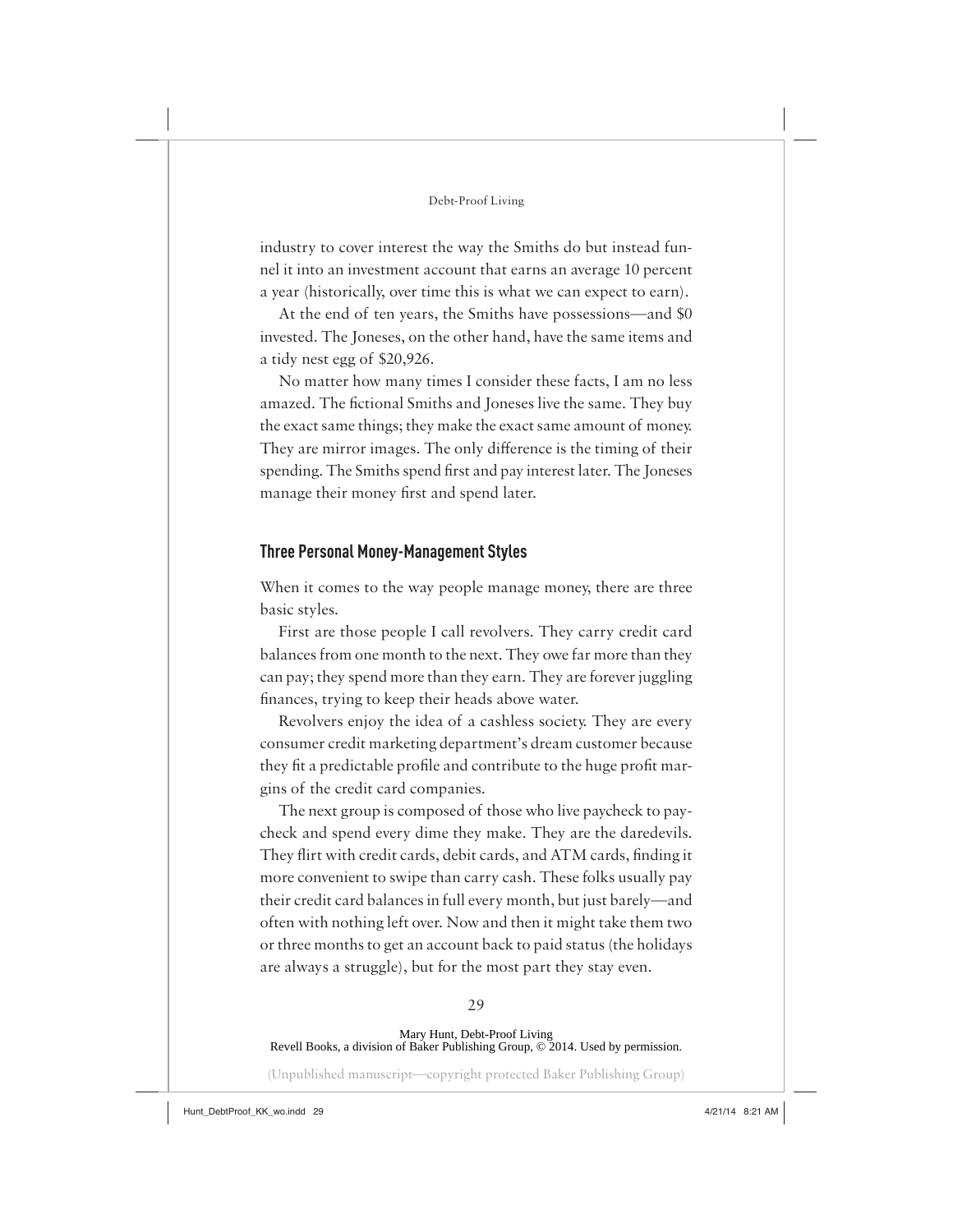industry to cover interest the way the Smiths do but instead funnel it into an investment account that earns an average 10 percent a year (historically, over time this is what we can expect to earn).

At the end of ten years, the Smiths have possessions—and $0 invested. The Joneses, on the other hand, have the same items and a tidy nest egg of $20,926.

No matter how many times I consider these facts, I am no less amazed. The fictional Smiths and Joneses live the same. They buy the exact same things; they make the exact same amount of money. They are mirror images. The only difference is the timing of their spending. The Smiths spend first and pay interest later. The Joneses manage their money first and spend later.

## Three Personal Money-Management Styles

When it comes to the way people manage money, there are three basic styles.

First are those people I call revolvers. They carry credit card balances from one month to the next. They owe far more than they can pay; they spend more than they earn. They are forever juggling finances, trying to keep their heads above water.

Revolvers enjoy the idea of a cashless society. They are every consumer credit marketing department's dream customer because they fit a predictable profile and contribute to the huge profit margins of the credit card companies.

The next group is composed of those who live paycheck to paycheck and spend every dime they make. They are the daredevils. They flirt with credit cards, debit cards, and ATM cards, finding it more convenient to swipe than carry cash. These folks usually pay their credit card balances in full every month, but just barely—and often with nothing left over. Now and then it might take them two or three months to get an account back to paid status (the holidays are always a struggle), but for the most part they stay even.

Mary Hunt, Debt-Proof Living
Revell Books, a division of Baker Publishing Group, © 2014. Used by permission.

(Unpublished manuscript—copyright protected Baker Publishing Group)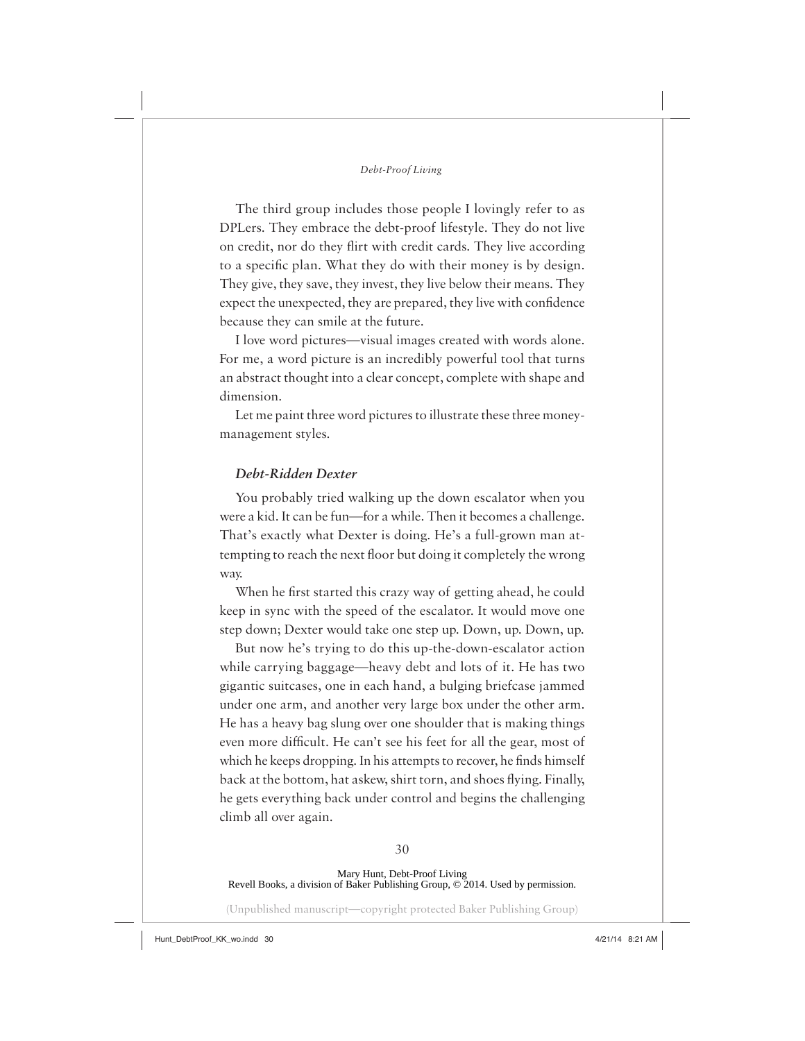The third group includes those people I lovingly refer to as DPLers. They embrace the debt-proof lifestyle. They do not live on credit, nor do they flirt with credit cards. They live according to a specific plan. What they do with their money is by design. They give, they save, they invest, they live below their means. They expect the unexpected, they are prepared, they live with confidence because they can smile at the future.

I love word pictures—visual images created with words alone. For me, a word picture is an incredibly powerful tool that turns an abstract thought into a clear concept, complete with shape and dimension.

Let me paint three word pictures to illustrate these three money-management styles.

### *Debt-Ridden Dexter*

You probably tried walking up the down escalator when you were a kid. It can be fun—for a while. Then it becomes a challenge. That's exactly what Dexter is doing. He's a full-grown man attempting to reach the next floor but doing it completely the wrong way.

When he first started this crazy way of getting ahead, he could keep in sync with the speed of the escalator. It would move one step down; Dexter would take one step up. Down, up. Down, up.

But now he's trying to do this up-the-down-escalator action while carrying baggage—heavy debt and lots of it. He has two gigantic suitcases, one in each hand, a bulging briefcase jammed under one arm, and another very large box under the other arm. He has a heavy bag slung over one shoulder that is making things even more difficult. He can't see his feet for all the gear, most of which he keeps dropping. In his attempts to recover, he finds himself back at the bottom, hat askew, shirt torn, and shoes flying. Finally, he gets everything back under control and begins the challenging climb all over again.

Mary Hunt, Debt-Proof Living
Revell Books, a division of Baker Publishing Group, © 2014. Used by permission.

(Unpublished manuscript—copyright protected Baker Publishing Group)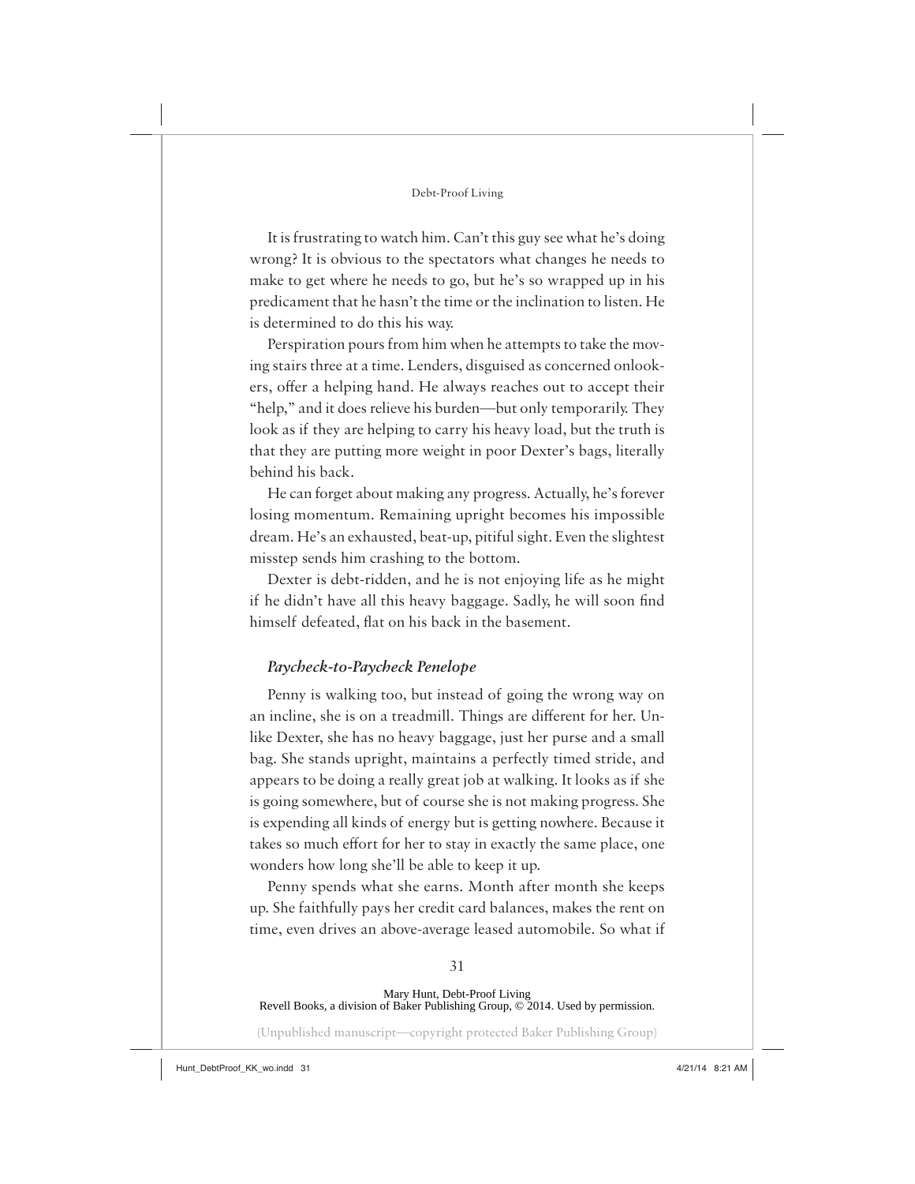It is frustrating to watch him. Can't this guy see what he's doing wrong? It is obvious to the spectators what changes he needs to make to get where he needs to go, but he's so wrapped up in his predicament that he hasn't the time or the inclination to listen. He is determined to do this his way.

Perspiration pours from him when he attempts to take the moving stairs three at a time. Lenders, disguised as concerned onlookers, offer a helping hand. He always reaches out to accept their "help," and it does relieve his burden—but only temporarily. They look as if they are helping to carry his heavy load, but the truth is that they are putting more weight in poor Dexter's bags, literally behind his back.

He can forget about making any progress. Actually, he's forever losing momentum. Remaining upright becomes his impossible dream. He's an exhausted, beat-up, pitiful sight. Even the slightest misstep sends him crashing to the bottom.

Dexter is debt-ridden, and he is not enjoying life as he might if he didn't have all this heavy baggage. Sadly, he will soon find himself defeated, flat on his back in the basement.

### *Paycheck-to-Paycheck Penelope*

Penny is walking too, but instead of going the wrong way on an incline, she is on a treadmill. Things are different for her. Unlike Dexter, she has no heavy baggage, just her purse and a small bag. She stands upright, maintains a perfectly timed stride, and appears to be doing a really great job at walking. It looks as if she is going somewhere, but of course she is not making progress. She is expending all kinds of energy but is getting nowhere. Because it takes so much effort for her to stay in exactly the same place, one wonders how long she'll be able to keep it up.

Penny spends what she earns. Month after month she keeps up. She faithfully pays her credit card balances, makes the rent on time, even drives an above-average leased automobile. So what if

Mary Hunt, Debt-Proof Living
Revell Books, a division of Baker Publishing Group, © 2014. Used by permission.

(Unpublished manuscript—copyright protected Baker Publishing Group)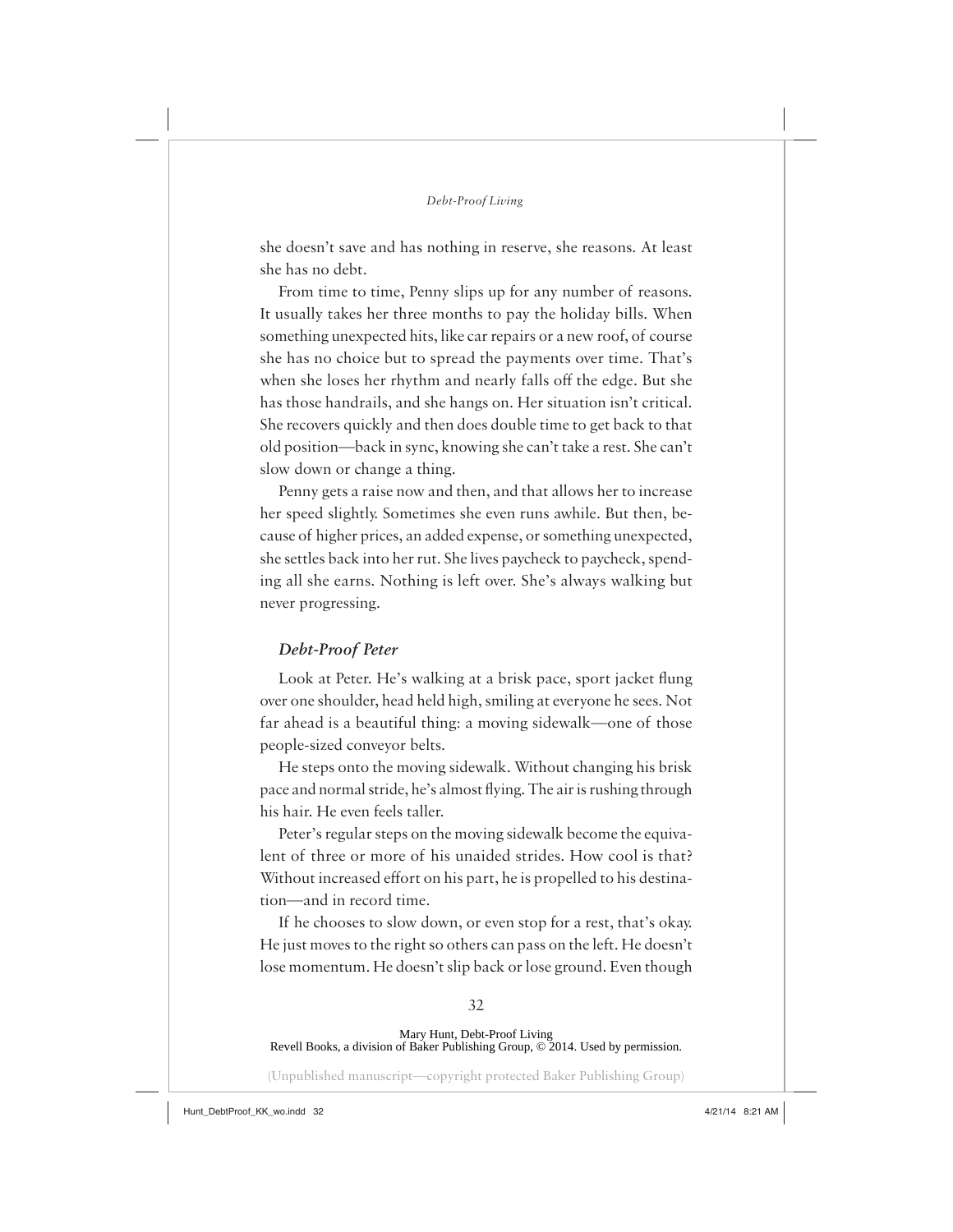she doesn't save and has nothing in reserve, she reasons. At least she has no debt.

From time to time, Penny slips up for any number of reasons. It usually takes her three months to pay the holiday bills. When something unexpected hits, like car repairs or a new roof, of course she has no choice but to spread the payments over time. That's when she loses her rhythm and nearly falls off the edge. But she has those handrails, and she hangs on. Her situation isn't critical. She recovers quickly and then does double time to get back to that old position—back in sync, knowing she can't take a rest. She can't slow down or change a thing.

Penny gets a raise now and then, and that allows her to increase her speed slightly. Sometimes she even runs awhile. But then, because of higher prices, an added expense, or something unexpected, she settles back into her rut. She lives paycheck to paycheck, spending all she earns. Nothing is left over. She's always walking but never progressing.

### *Debt-Proof Peter*

Look at Peter. He's walking at a brisk pace, sport jacket flung over one shoulder, head held high, smiling at everyone he sees. Not far ahead is a beautiful thing: a moving sidewalk—one of those people-sized conveyor belts.

He steps onto the moving sidewalk. Without changing his brisk pace and normal stride, he's almost flying. The air is rushing through his hair. He even feels taller.

Peter's regular steps on the moving sidewalk become the equivalent of three or more of his unaided strides. How cool is that? Without increased effort on his part, he is propelled to his destination—and in record time.

If he chooses to slow down, or even stop for a rest, that's okay. He just moves to the right so others can pass on the left. He doesn't lose momentum. He doesn't slip back or lose ground. Even though

Mary Hunt, Debt-Proof Living
Revell Books, a division of Baker Publishing Group, © 2014. Used by permission.

(Unpublished manuscript—copyright protected Baker Publishing Group)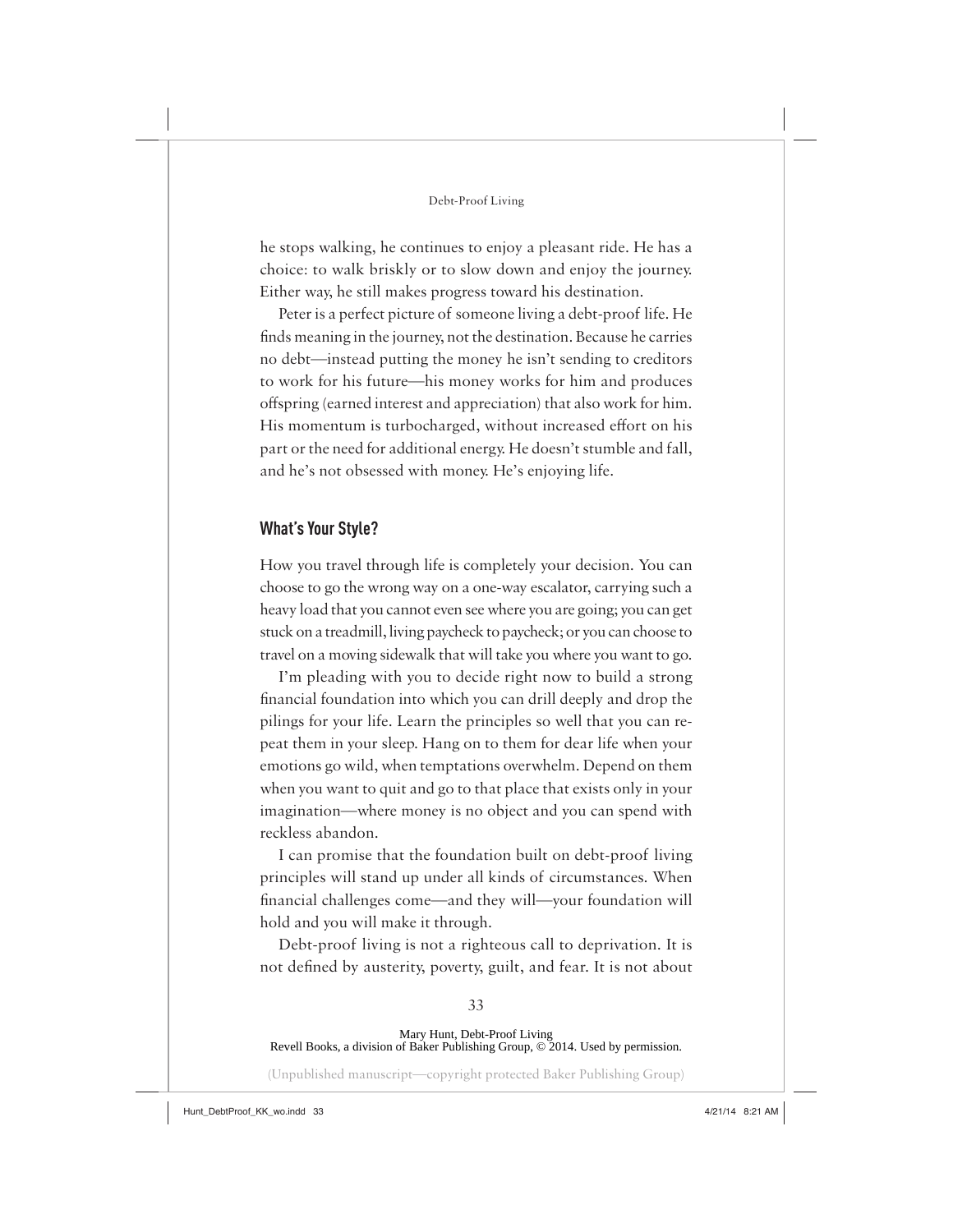he stops walking, he continues to enjoy a pleasant ride. He has a choice: to walk briskly or to slow down and enjoy the journey. Either way, he still makes progress toward his destination.

Peter is a perfect picture of someone living a debt-proof life. He finds meaning in the journey, not the destination. Because he carries no debt—instead putting the money he isn't sending to creditors to work for his future—his money works for him and produces offspring (earned interest and appreciation) that also work for him. His momentum is turbocharged, without increased effort on his part or the need for additional energy. He doesn't stumble and fall, and he's not obsessed with money. He's enjoying life.

## What's Your Style?

How you travel through life is completely your decision. You can choose to go the wrong way on a one-way escalator, carrying such a heavy load that you cannot even see where you are going; you can get stuck on a treadmill, living paycheck to paycheck; or you can choose to travel on a moving sidewalk that will take you where you want to go.

I'm pleading with you to decide right now to build a strong financial foundation into which you can drill deeply and drop the pilings for your life. Learn the principles so well that you can repeat them in your sleep. Hang on to them for dear life when your emotions go wild, when temptations overwhelm. Depend on them when you want to quit and go to that place that exists only in your imagination—where money is no object and you can spend with reckless abandon.

I can promise that the foundation built on debt-proof living principles will stand up under all kinds of circumstances. When financial challenges come—and they will—your foundation will hold and you will make it through.

Debt-proof living is not a righteous call to deprivation. It is not defined by austerity, poverty, guilt, and fear. It is not about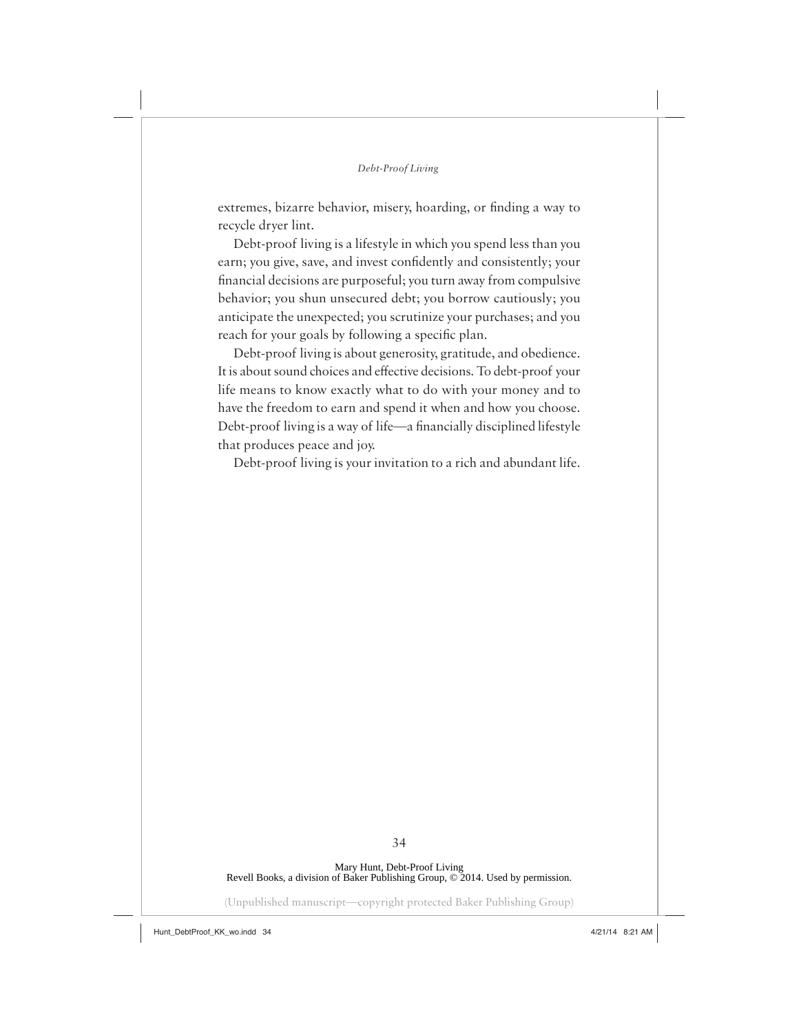extremes, bizarre behavior, misery, hoarding, or finding a way to recycle dryer lint.

Debt-proof living is a lifestyle in which you spend less than you earn; you give, save, and invest confidently and consistently; your financial decisions are purposeful; you turn away from compulsive behavior; you shun unsecured debt; you borrow cautiously; you anticipate the unexpected; you scrutinize your purchases; and you reach for your goals by following a specific plan.

Debt-proof living is about generosity, gratitude, and obedience. It is about sound choices and effective decisions. To debt-proof your life means to know exactly what to do with your money and to have the freedom to earn and spend it when and how you choose. Debt-proof living is a way of life—a financially disciplined lifestyle that produces peace and joy.

Debt-proof living is your invitation to a rich and abundant life.